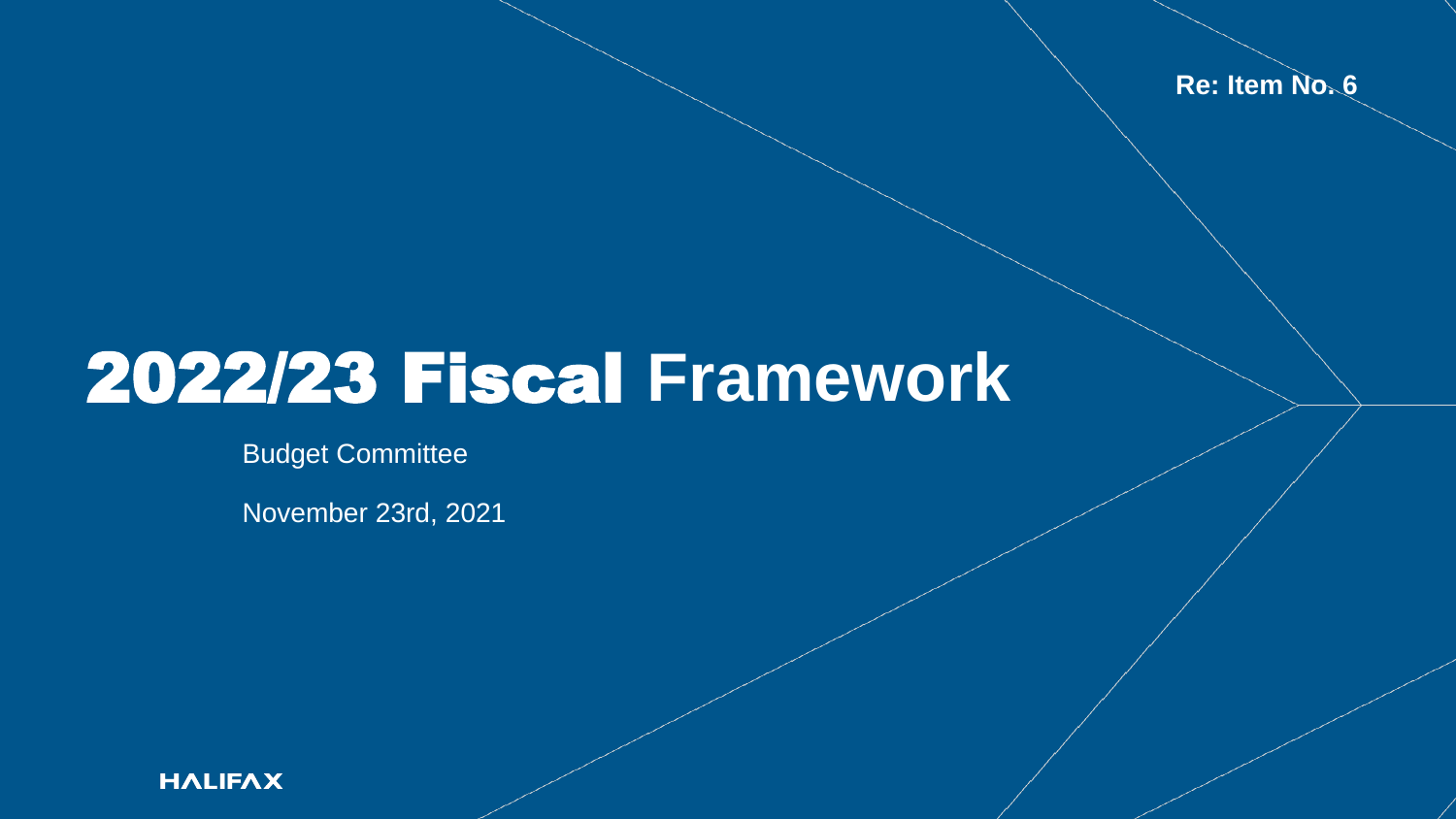Re: Item No. 6

# 2022/23 Fiscal Framework

Budget Committee

November 23rd, 2021

HALIFAX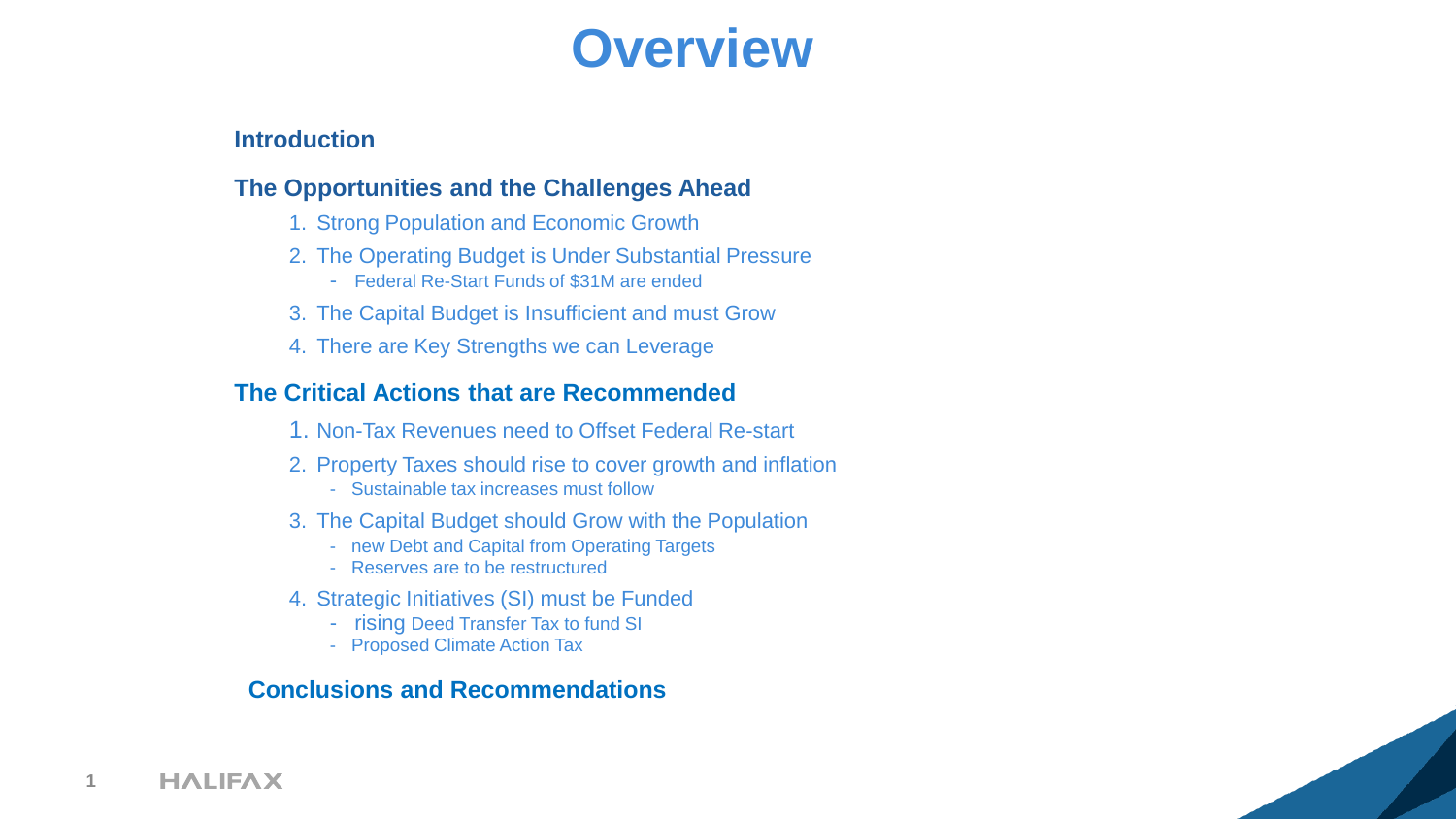# Overview

**Introduction**

**The Opportunities and the Challenges Ahead**

1. Strong Population and Economic Growth
2. The Operating Budget is Under Substantial Pressure
   - Federal Re-Start Funds of $31M are ended
3. The Capital Budget is Insufficient and must Grow
4. There are Key Strengths we can Leverage

**The Critical Actions that are Recommended**

1. Non-Tax Revenues need to Offset Federal Re-start
2. Property Taxes should rise to cover growth and inflation
   - Sustainable tax increases must follow
3. The Capital Budget should Grow with the Population
   - new Debt and Capital from Operating Targets
   - Reserves are to be restructured
4. Strategic Initiatives (SI) must be Funded
   - rising Deed Transfer Tax to fund SI
   - Proposed Climate Action Tax

**Conclusions and Recommendations**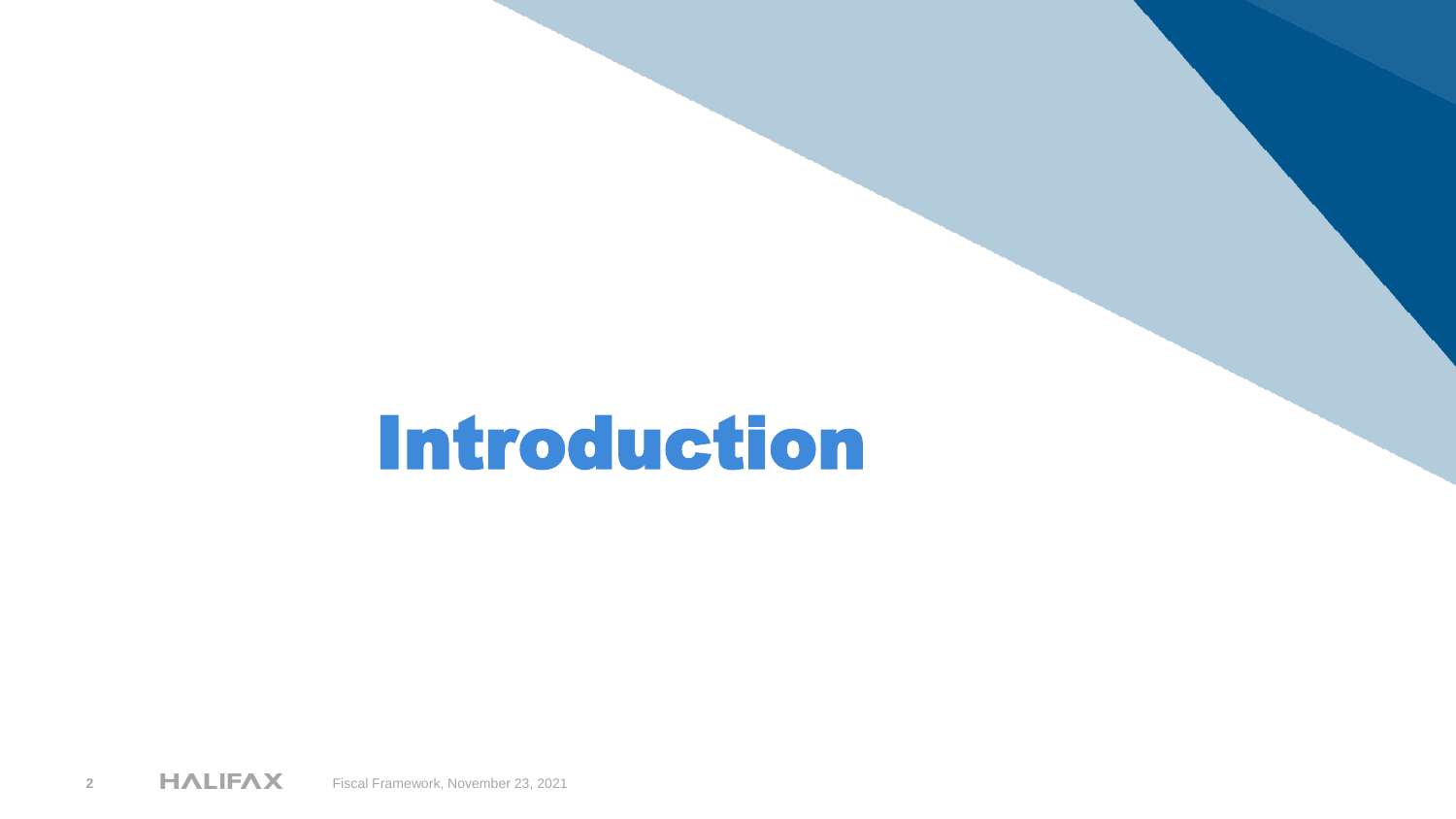# Introduction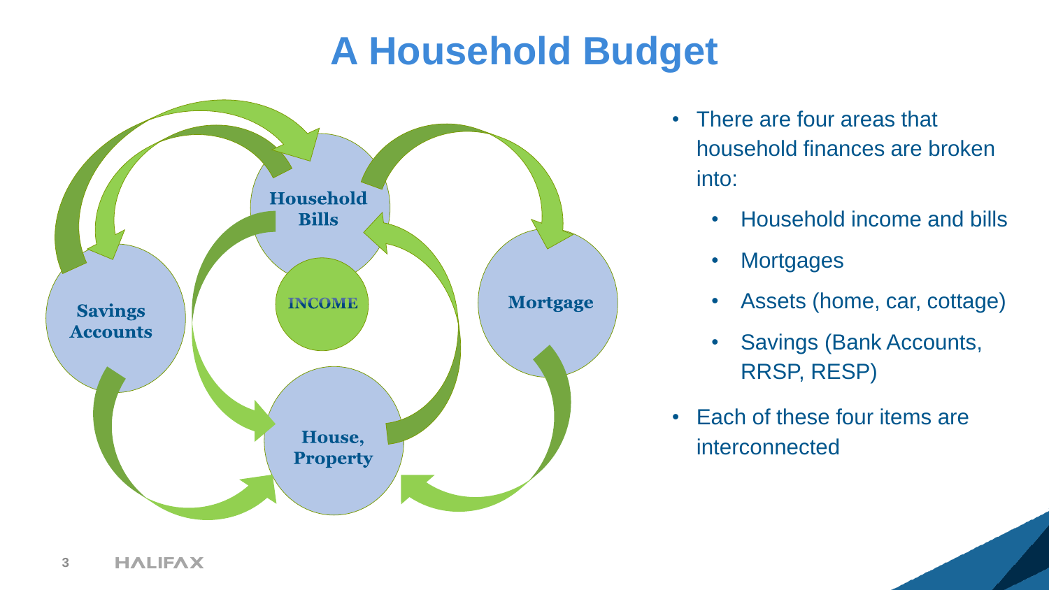# A Household Budget

Household Bills

INCOME

Savings Accounts

Mortgage

House, Property

- There are four areas that household finances are broken into:
  - Household income and bills
  - Mortgages
  - Assets (home, car, cottage)
  - Savings (Bank Accounts, RRSP, RESP)
- Each of these four items are interconnected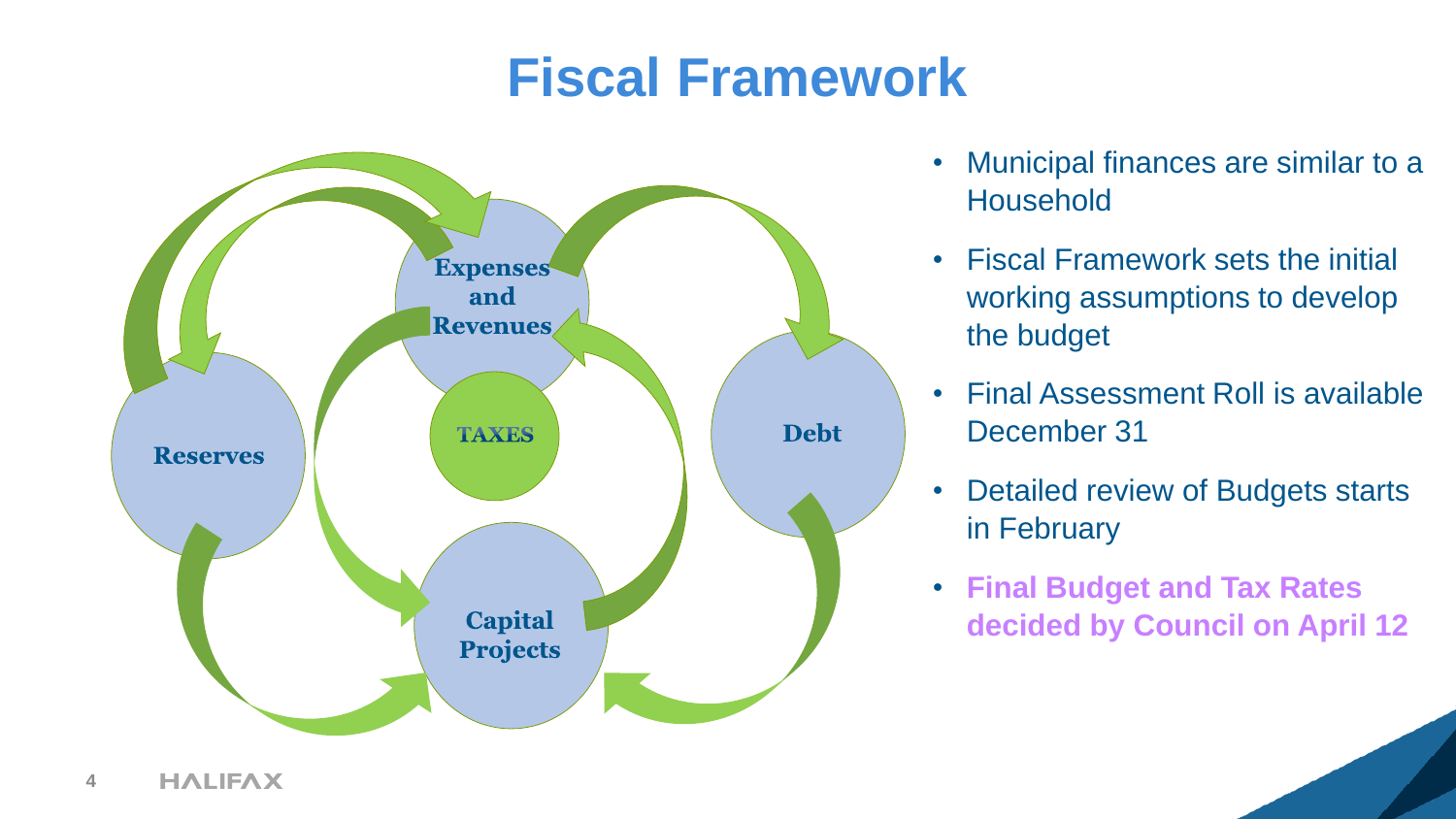# Fiscal Framework

Expenses and Revenues

TAXES

Reserves

Debt

Capital Projects

- Municipal finances are similar to a Household
- Fiscal Framework sets the initial working assumptions to develop the budget
- Final Assessment Roll is available December 31
- Detailed review of Budgets starts in February
- **Final Budget and Tax Rates decided by Council on April 12**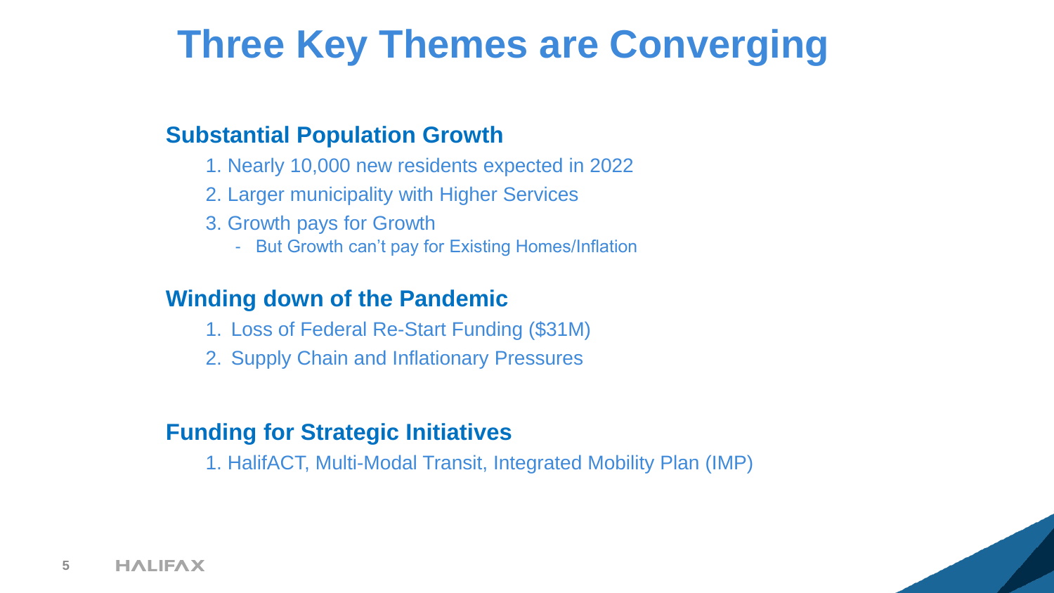# Three Key Themes are Converging

## Substantial Population Growth

1. Nearly 10,000 new residents expected in 2022
2. Larger municipality with Higher Services
3. Growth pays for Growth
   - But Growth can't pay for Existing Homes/Inflation

## Winding down of the Pandemic

1. Loss of Federal Re-Start Funding ($31M)
2. Supply Chain and Inflationary Pressures

## Funding for Strategic Initiatives

1. HalifACT, Multi-Modal Transit, Integrated Mobility Plan (IMP)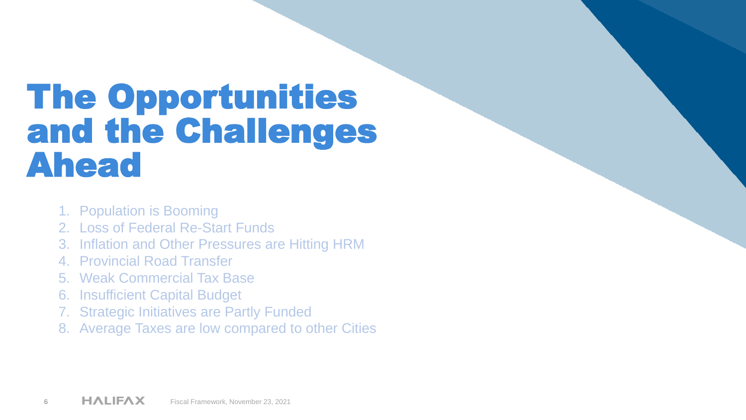# The Opportunities and the Challenges Ahead

1. Population is Booming
2. Loss of Federal Re-Start Funds
3. Inflation and Other Pressures are Hitting HRM
4. Provincial Road Transfer
5. Weak Commercial Tax Base
6. Insufficient Capital Budget
7. Strategic Initiatives are Partly Funded
8. Average Taxes are low compared to other Cities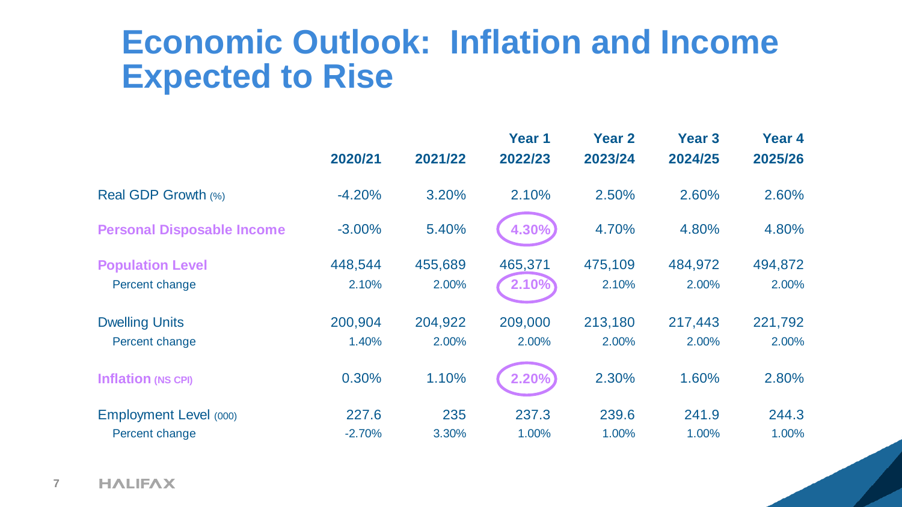# Economic Outlook: Inflation and Income Expected to Rise

| | 2020/21 | 2021/22 | Year 1<br>2022/23 | Year 2<br>2023/24 | Year 3<br>2024/25 | Year 4<br>2025/26 |
|---|---|---|---|---|---|---|
| Real GDP Growth (%) | -4.20% | 3.20% | 2.10% | 2.50% | 2.60% | 2.60% |
| **Personal Disposable Income** | -3.00% | 5.40% | 4.30% | 4.70% | 4.80% | 4.80% |
| **Population Level** | 448,544 | 455,689 | 465,371 | 475,109 | 484,972 | 494,872 |
| Percent change | 2.10% | 2.00% | 2.10% | 2.10% | 2.00% | 2.00% |
| Dwelling Units | 200,904 | 204,922 | 209,000 | 213,180 | 217,443 | 221,792 |
| Percent change | 1.40% | 2.00% | 2.00% | 2.00% | 2.00% | 2.00% |
| **Inflation (NS CPI)** | 0.30% | 1.10% | 2.20% | 2.30% | 1.60% | 2.80% |
| Employment Level (000) | 227.6 | 235 | 237.3 | 239.6 | 241.9 | 244.3 |
| Percent change | -2.70% | 3.30% | 1.00% | 1.00% | 1.00% | 1.00% |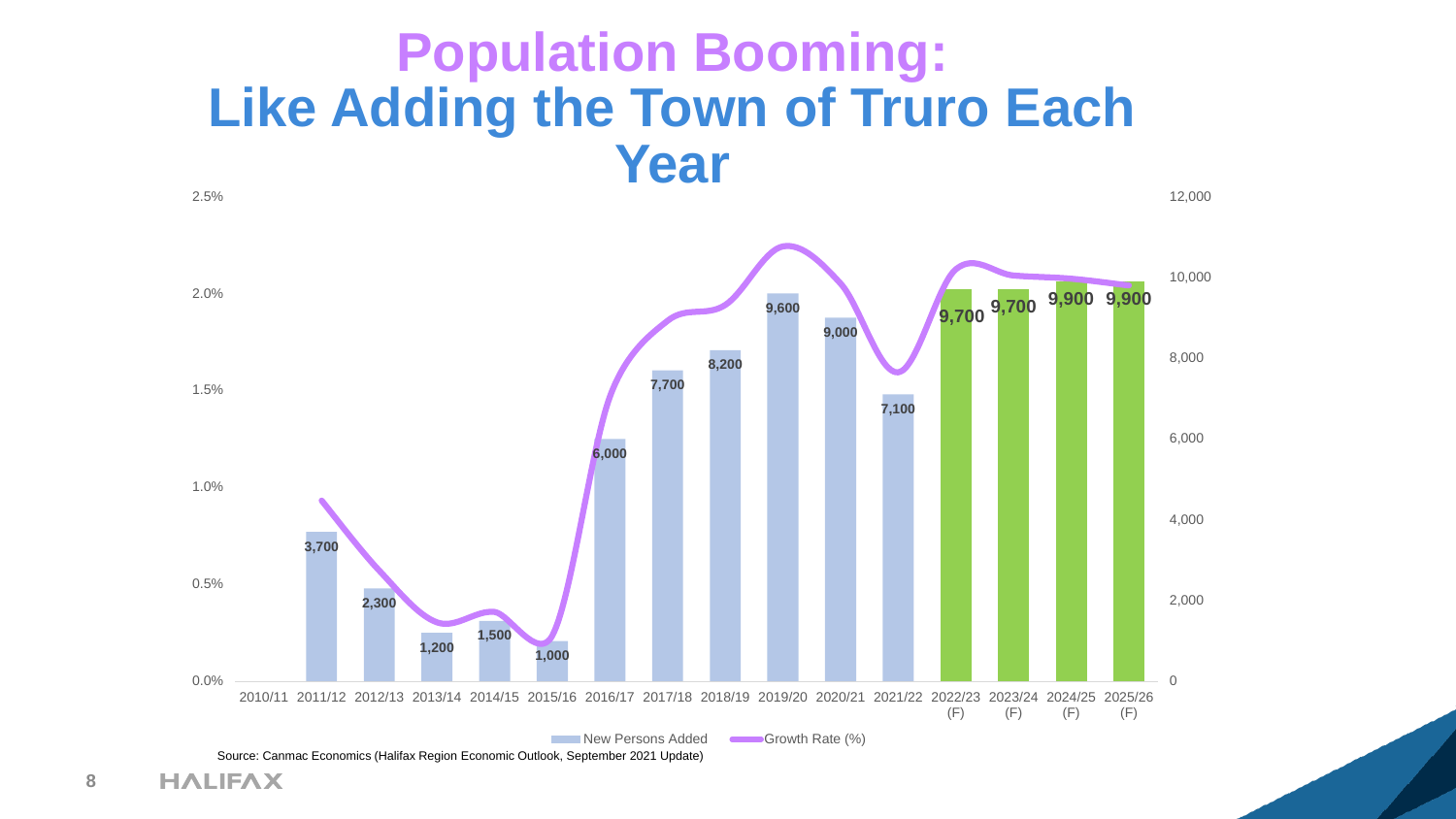# Population Booming: Like Adding the Town of Truro Each Year

| Year | New Persons Added |
|---|---|
| 2010/11 | |
| 2011/12 | 3,700 |
| 2012/13 | 2,300 |
| 2013/14 | 1,200 |
| 2014/15 | 1,500 |
| 2015/16 | 1,000 |
| 2016/17 | 6,000 |
| 2017/18 | 7,700 |
| 2018/19 | 8,200 |
| 2019/20 | 9,600 |
| 2020/21 | 9,000 |
| 2021/22 | 7,100 |
| 2022/23 (F) | 9,700 |
| 2023/24 (F) | 9,700 |
| 2024/25 (F) | 9,900 |
| 2025/26 (F) | 9,900 |

New Persons Added / Growth Rate (%)

Source: Canmac Economics (Halifax Region Economic Outlook, September 2021 Update)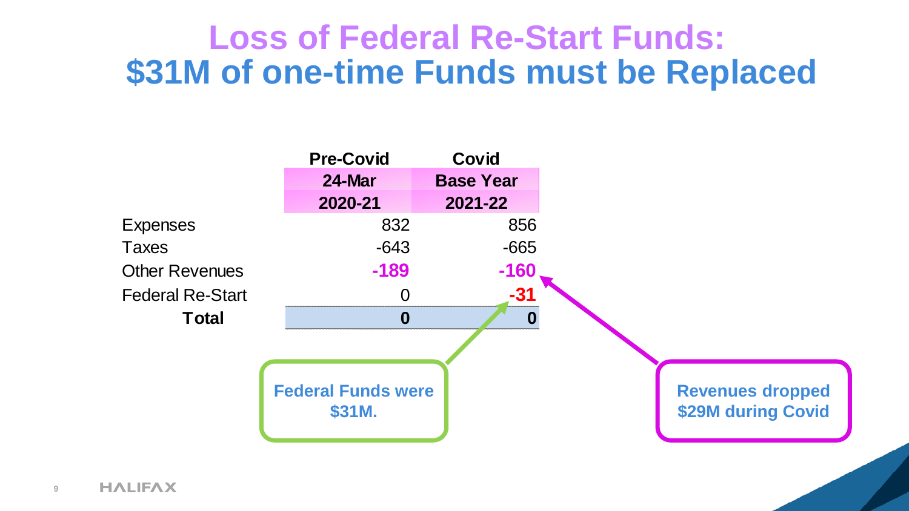# Loss of Federal Re-Start Funds: $31M of one-time Funds must be Replaced

| | Pre-Covid | Covid |
|---|---|---|
| | 24-Mar | Base Year |
| | 2020-21 | 2021-22 |
| Expenses | 832 | 856 |
| Taxes | -643 | -665 |
| Other Revenues | **-189** | **-160** |
| Federal Re-Start | 0 | **-31** |
| **Total** | **0** | **0** |

**Federal Funds were $31M.**

**Revenues dropped $29M during Covid**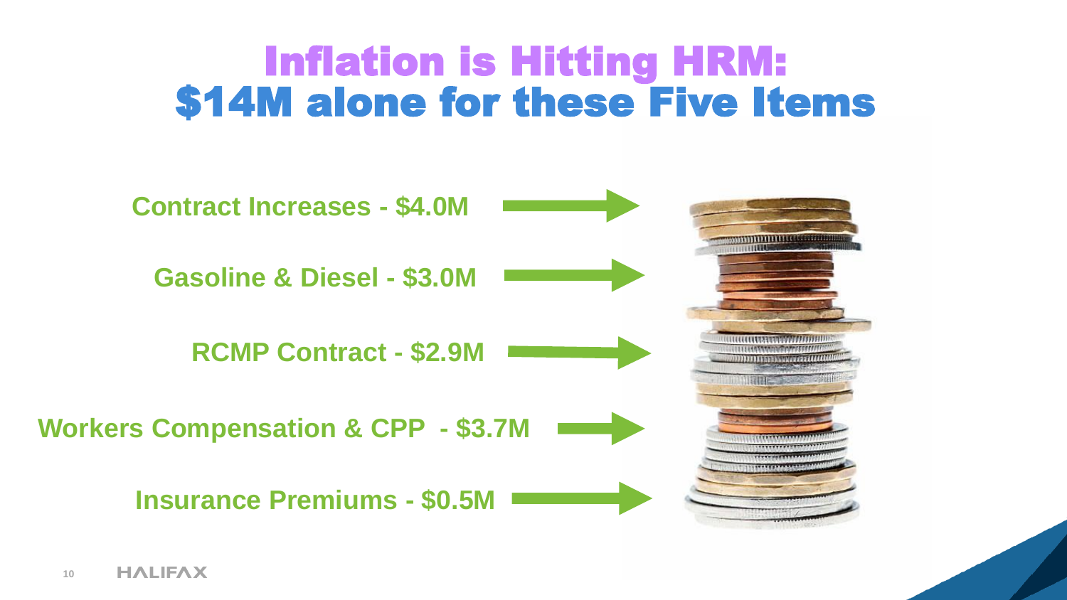# Inflation is Hitting HRM: $14M alone for these Five Items

- **Contract Increases - $4.0M**
- **Gasoline & Diesel - $3.0M**
- **RCMP Contract - $2.9M**
- **Workers Compensation & CPP - $3.7M**
- **Insurance Premiums - $0.5M**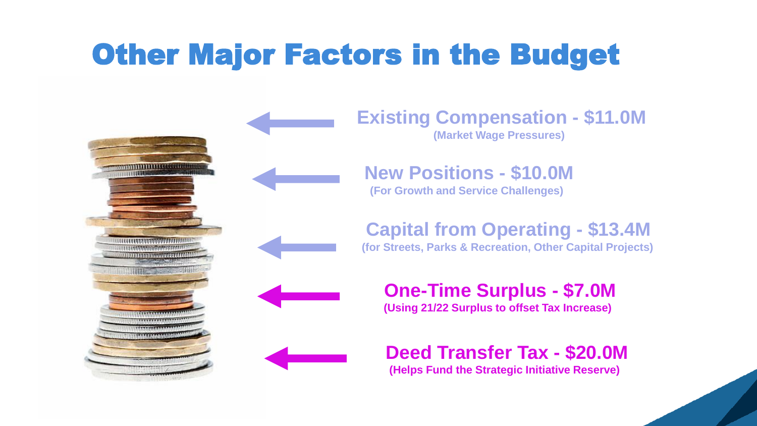# Other Major Factors in the Budget

**Existing Compensation - $11.0M**
**(Market Wage Pressures)**

**New Positions - $10.0M**
**(For Growth and Service Challenges)**

**Capital from Operating - $13.4M**
**(for Streets, Parks & Recreation, Other Capital Projects)**

**One-Time Surplus - $7.0M**
**(Using 21/22 Surplus to offset Tax Increase)**

**Deed Transfer Tax - $20.0M**
**(Helps Fund the Strategic Initiative Reserve)**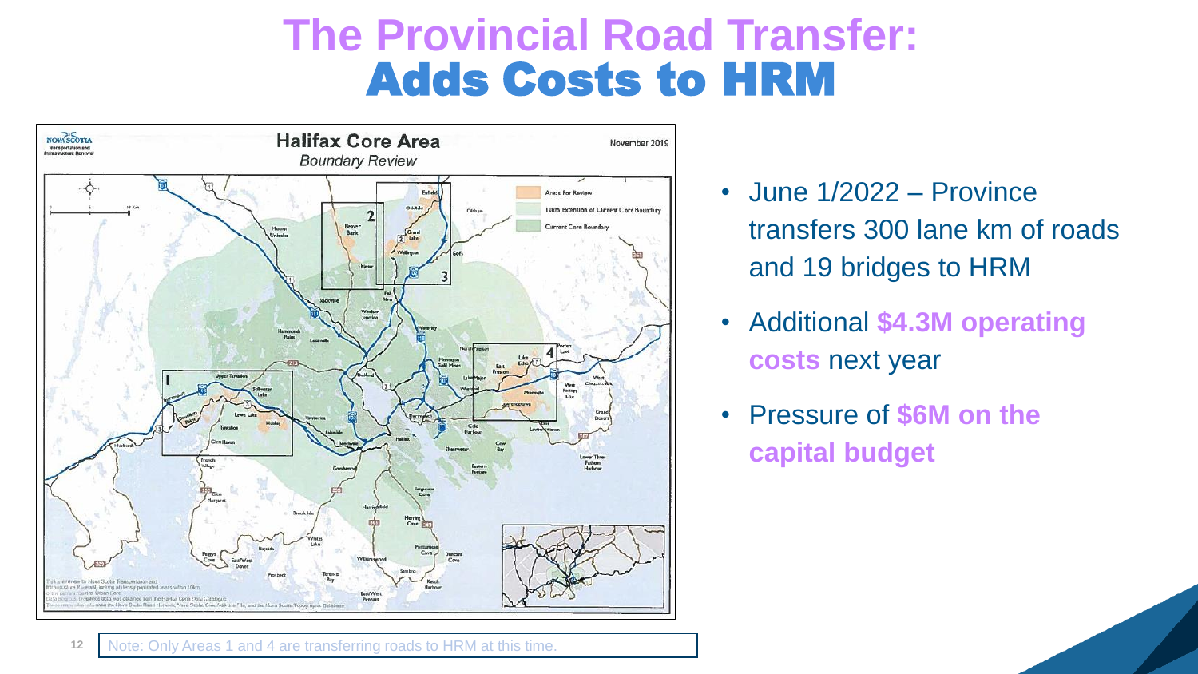# The Provincial Road Transfer: Adds Costs to HRM

- June 1/2022 – Province transfers 300 lane km of roads and 19 bridges to HRM
- Additional **$4.3M operating costs** next year
- Pressure of **$6M on the capital budget**

Note: Only Areas 1 and 4 are transferring roads to HRM at this time.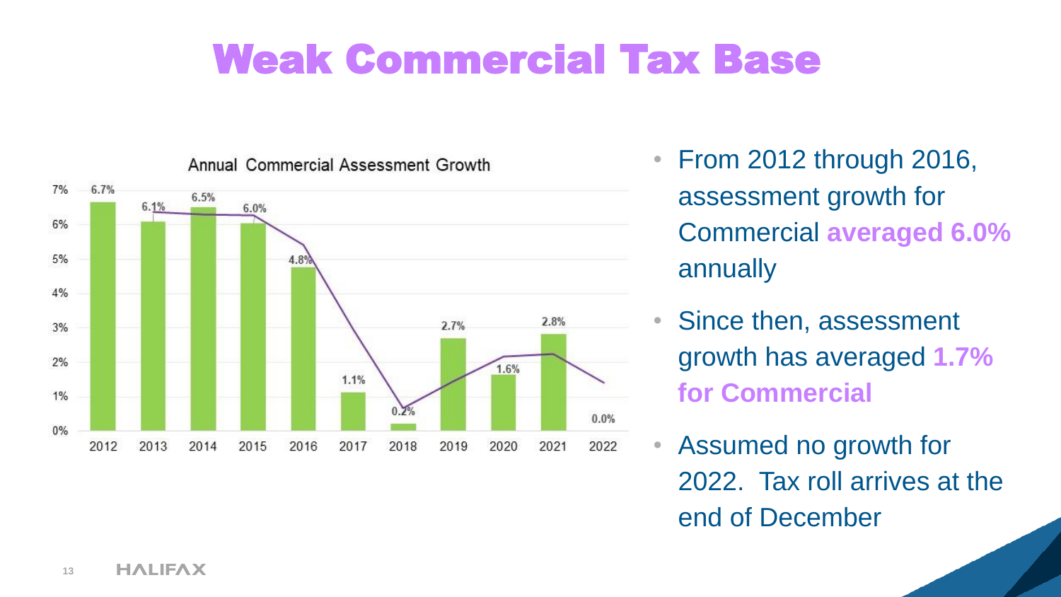# Weak Commercial Tax Base

**Annual Commercial Assessment Growth**

| Year | Growth |
|---|---|
| 2012 | 6.7% |
| 2013 | 6.1% |
| 2014 | 6.5% |
| 2015 | 6.0% |
| 2016 | 4.8% |
| 2017 | 1.1% |
| 2018 | 0.2% |
| 2019 | 2.7% |
| 2020 | 1.6% |
| 2021 | 2.8% |
| 2022 | 0.0% |

- From 2012 through 2016, assessment growth for Commercial **averaged 6.0%** annually
- Since then, assessment growth has averaged **1.7% for Commercial**
- Assumed no growth for 2022. Tax roll arrives at the end of December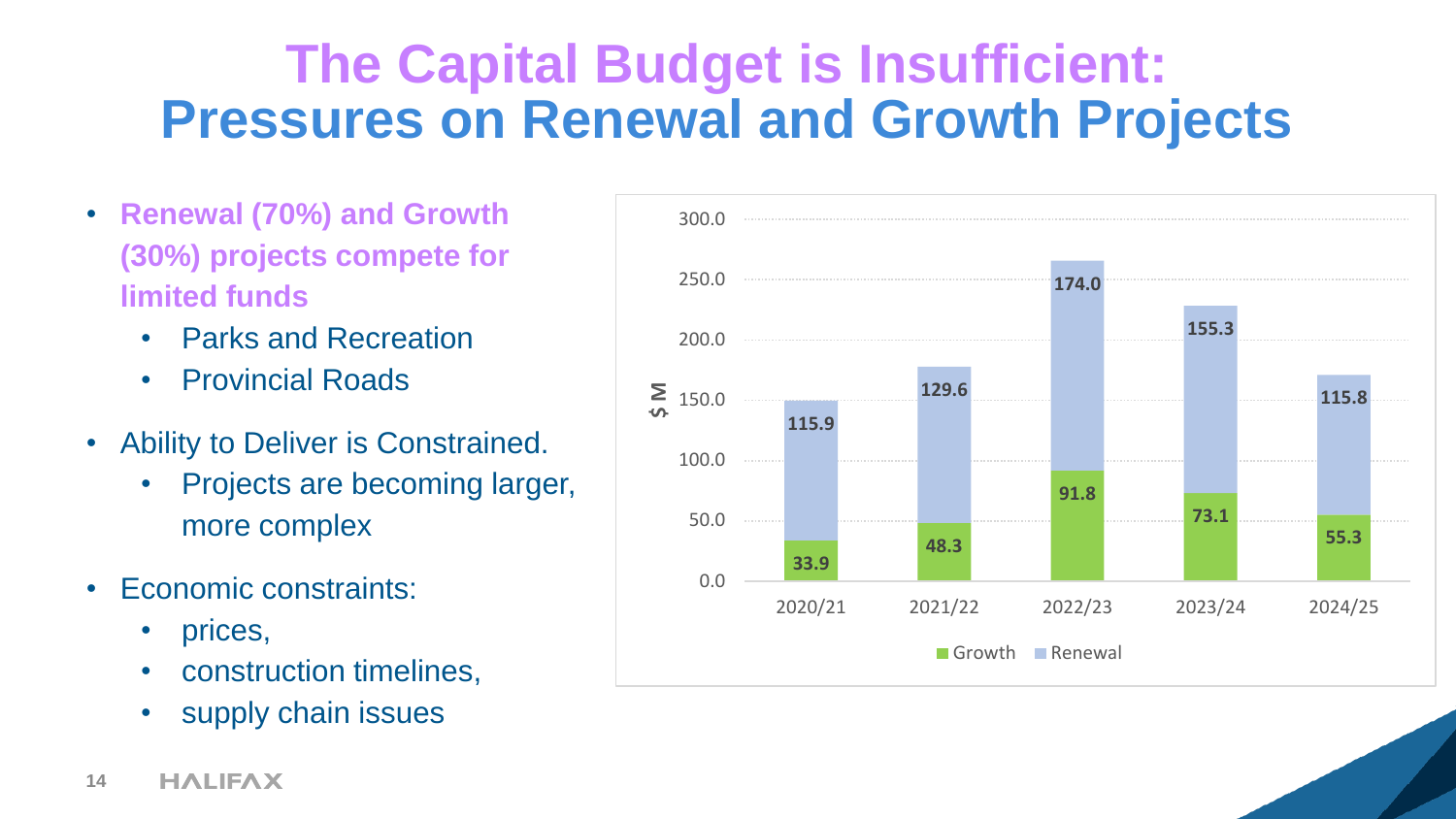# The Capital Budget is Insufficient: Pressures on Renewal and Growth Projects

- **Renewal (70%) and Growth (30%) projects compete for limited funds**
  - Parks and Recreation
  - Provincial Roads
- Ability to Deliver is Constrained.
  - Projects are becoming larger, more complex
- Economic constraints:
  - prices,
  - construction timelines,
  - supply chain issues

| $ M | 2020/21 | 2021/22 | 2022/23 | 2023/24 | 2024/25 |
|---|---|---|---|---|---|
| Growth | 33.9 | 48.3 | 91.8 | 73.1 | 55.3 |
| Renewal | 115.9 | 129.6 | 174.0 | 155.3 | 115.8 |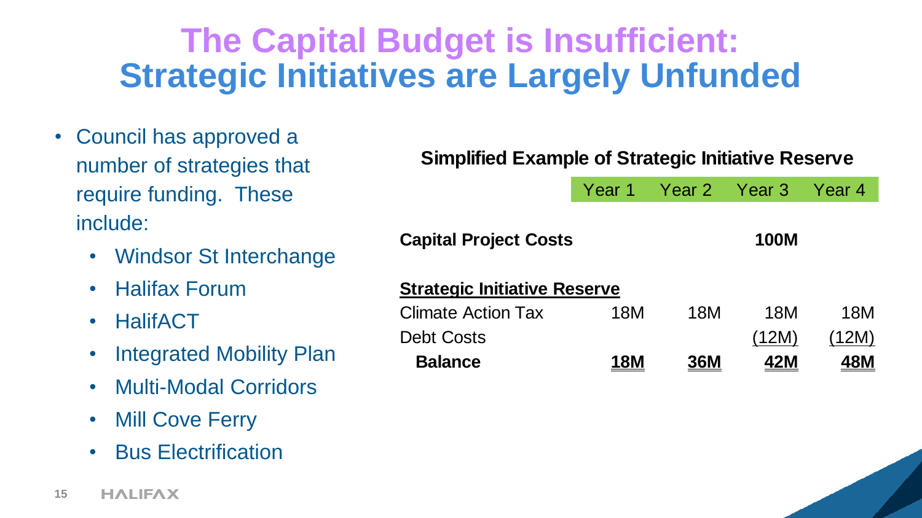# The Capital Budget is Insufficient: Strategic Initiatives are Largely Unfunded

- Council has approved a number of strategies that require funding. These include:
  - Windsor St Interchange
  - Halifax Forum
  - HalifACT
  - Integrated Mobility Plan
  - Multi-Modal Corridors
  - Mill Cove Ferry
  - Bus Electrification

**Simplified Example of Strategic Initiative Reserve**

| | Year 1 | Year 2 | Year 3 | Year 4 |
|---|---|---|---|---|
| **Capital Project Costs** | | | **100M** | |
| **Strategic Initiative Reserve** | | | | |
| Climate Action Tax | 18M | 18M | 18M | 18M |
| Debt Costs | | | (12M) | (12M) |
| **Balance** | **18M** | **36M** | **42M** | **48M** |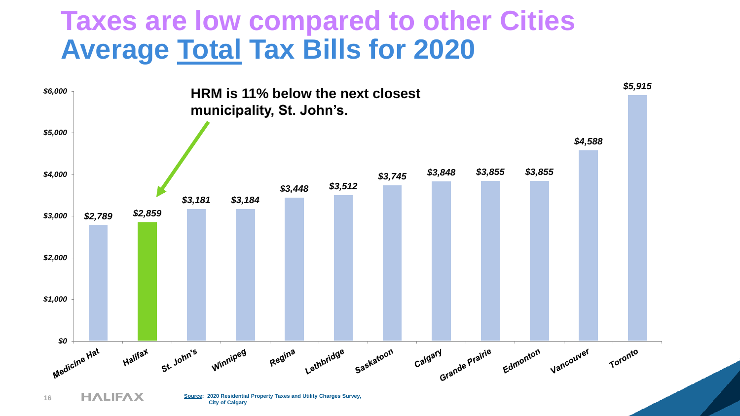# Taxes are low compared to other Cities
# Average Total Tax Bills for 2020

**HRM is 11% below the next closest municipality, St. John's.**

| City | Average Total Tax Bill |
|---|---|
| Medicine Hat | $2,789 |
| Halifax | $2,859 |
| St. John's | $3,181 |
| Winnipeg | $3,184 |
| Regina | $3,448 |
| Lethbridge | $3,512 |
| Saskatoon | $3,745 |
| Calgary | $3,848 |
| Grande Prairie | $3,855 |
| Edmonton | $3,855 |
| Vancouver | $4,588 |
| Toronto | $5,915 |

**Source: 2020 Residential Property Taxes and Utility Charges Survey, City of Calgary**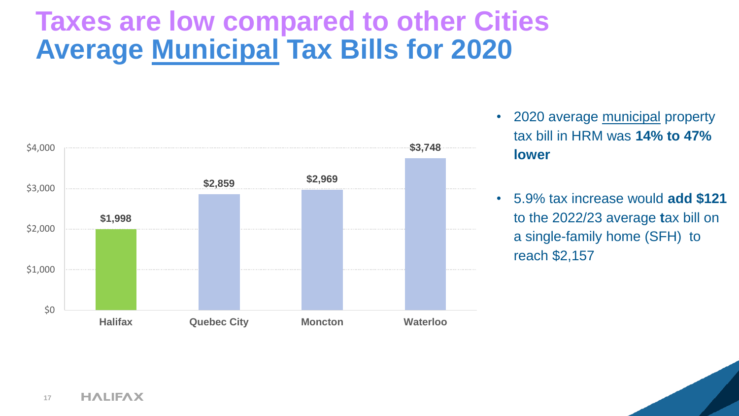# Taxes are low compared to other Cities
# Average Municipal Tax Bills for 2020

| City | Average Municipal Tax Bill |
|---|---|
| Halifax | $1,998 |
| Quebec City | $2,859 |
| Moncton | $2,969 |
| Waterloo | $3,748 |

- 2020 average municipal property tax bill in HRM was **14% to 47% lower**
- 5.9% tax increase would **add $121** to the 2022/23 average **t**ax bill on a single-family home (SFH) to reach $2,157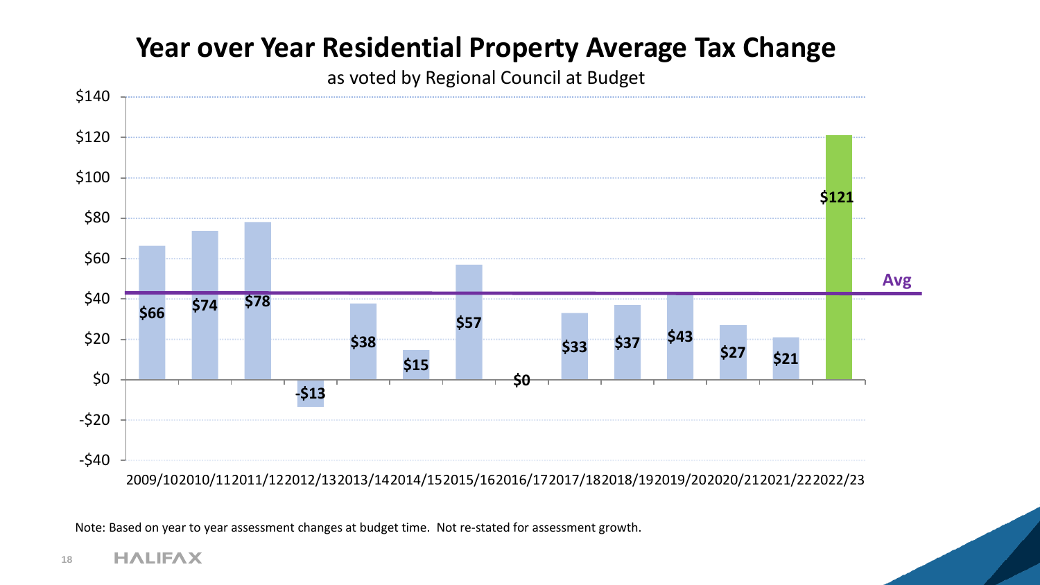# Year over Year Residential Property Average Tax Change

as voted by Regional Council at Budget

| Year | Average Tax Change |
|---|---|
| 2009/10 | $66 |
| 2010/11 | $74 |
| 2011/12 | $78 |
| 2012/13 | -$13 |
| 2013/14 | $38 |
| 2014/15 | $15 |
| 2015/16 | $57 |
| 2016/17 | $0 |
| 2017/18 | $33 |
| 2018/19 | $37 |
| 2019/20 | $43 |
| 2020/21 | $27 |
| 2021/22 | $21 |
| 2022/23 | $121 |

Avg

Note: Based on year to year assessment changes at budget time. Not re-stated for assessment growth.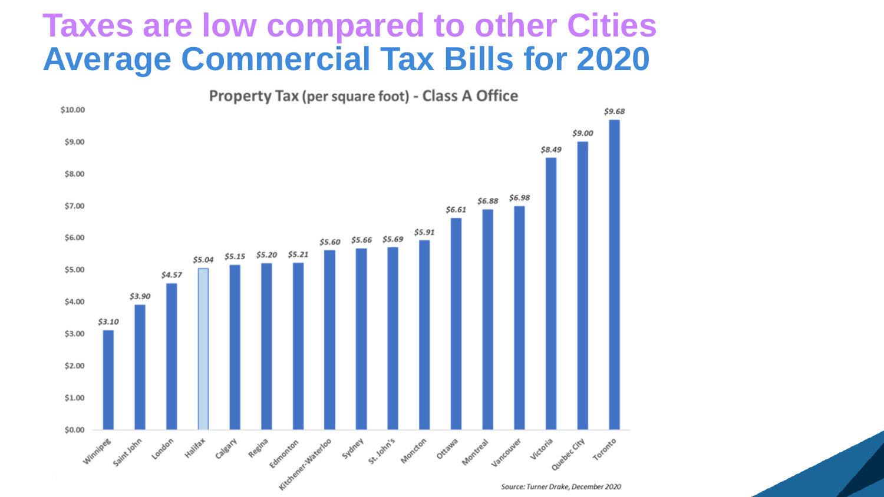# Taxes are low compared to other Cities

# Average Commercial Tax Bills for 2020

**Property Tax (per square foot) - Class A Office**

| City | Property Tax (per sq ft) |
|---|---|
| Winnipeg | $3.10 |
| Saint John | $3.90 |
| London | $4.57 |
| Halifax | $5.04 |
| Calgary | $5.15 |
| Regina | $5.20 |
| Edmonton | $5.21 |
| Kitchener-Waterloo | $5.60 |
| Sydney | $5.66 |
| St. John's | $5.69 |
| Moncton | $5.91 |
| Ottawa | $6.61 |
| Montreal | $6.88 |
| Vancouver | $6.98 |
| Victoria | $8.49 |
| Quebec City | $9.00 |
| Toronto | $9.68 |

*Source: Turner Drake, December 2020*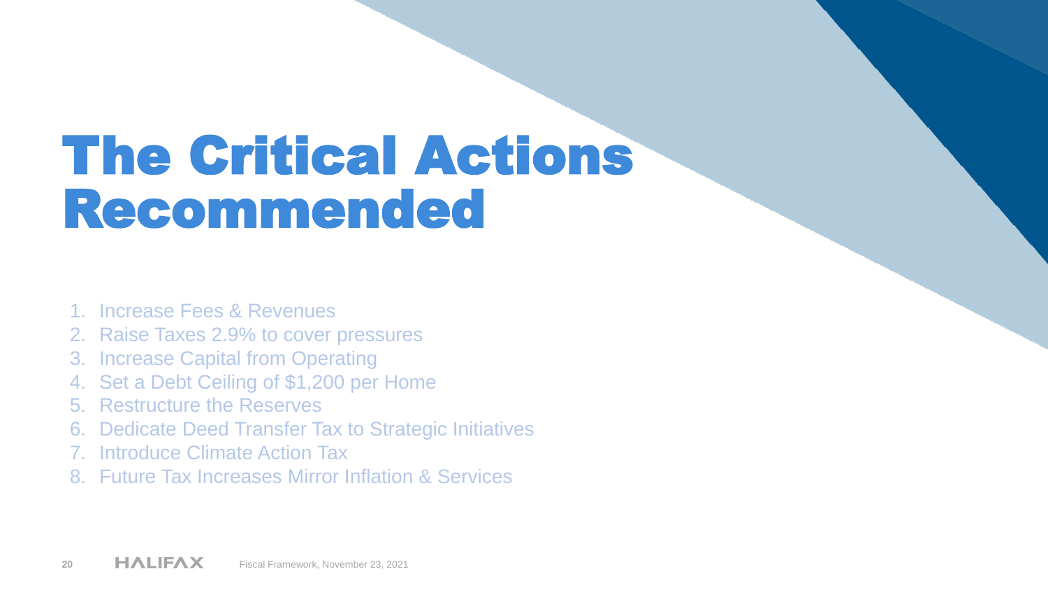# The Critical Actions Recommended

1. Increase Fees & Revenues
2. Raise Taxes 2.9% to cover pressures
3. Increase Capital from Operating
4. Set a Debt Ceiling of $1,200 per Home
5. Restructure the Reserves
6. Dedicate Deed Transfer Tax to Strategic Initiatives
7. Introduce Climate Action Tax
8. Future Tax Increases Mirror Inflation & Services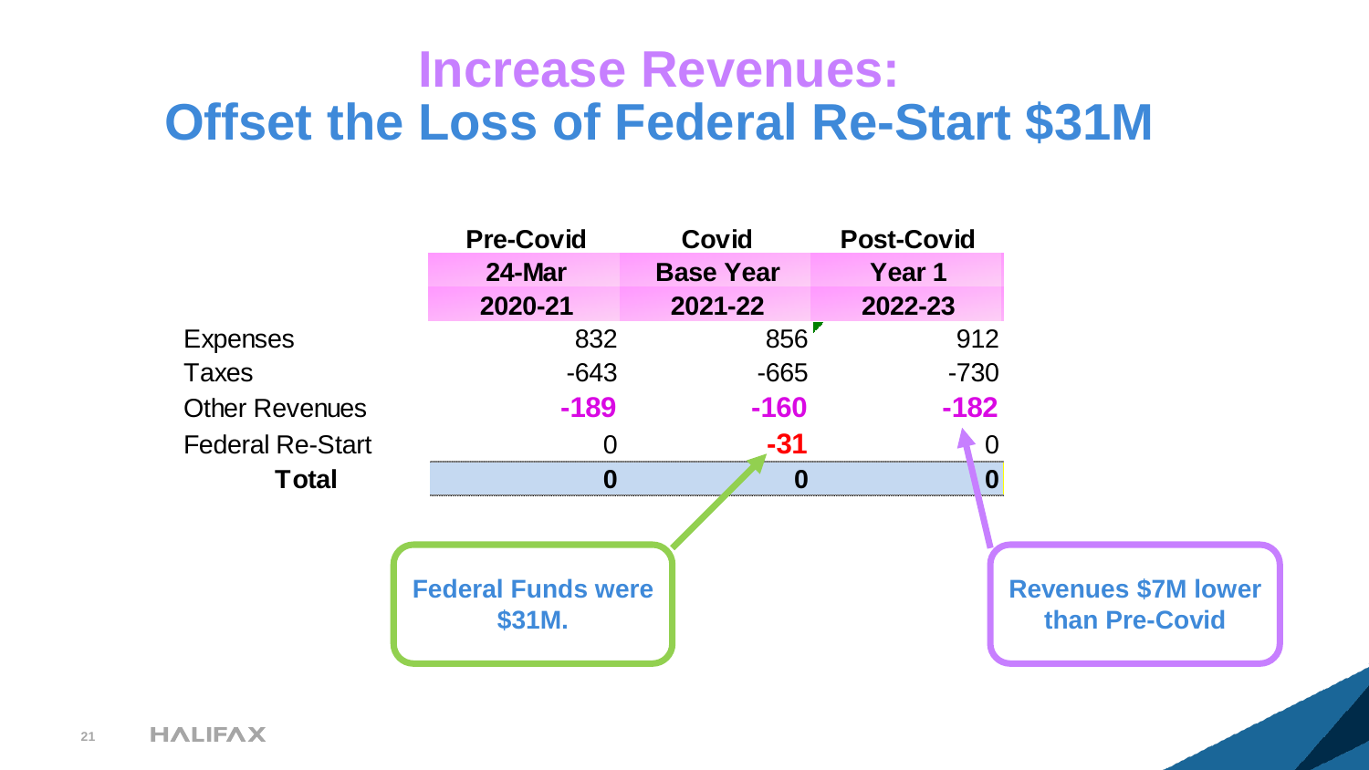# Increase Revenues:
# Offset the Loss of Federal Re-Start $31M

| | Pre-Covid | Covid | Post-Covid |
|---|---|---|---|
| | 24-Mar | Base Year | Year 1 |
| | 2020-21 | 2021-22 | 2022-23 |
| Expenses | 832 | 856 | 912 |
| Taxes | -643 | -665 | -730 |
| Other Revenues | **-189** | **-160** | **-182** |
| Federal Re-Start | 0 | **-31** | 0 |
| **Total** | **0** | **0** | **0** |

**Federal Funds were $31M.**

**Revenues $7M lower than Pre-Covid**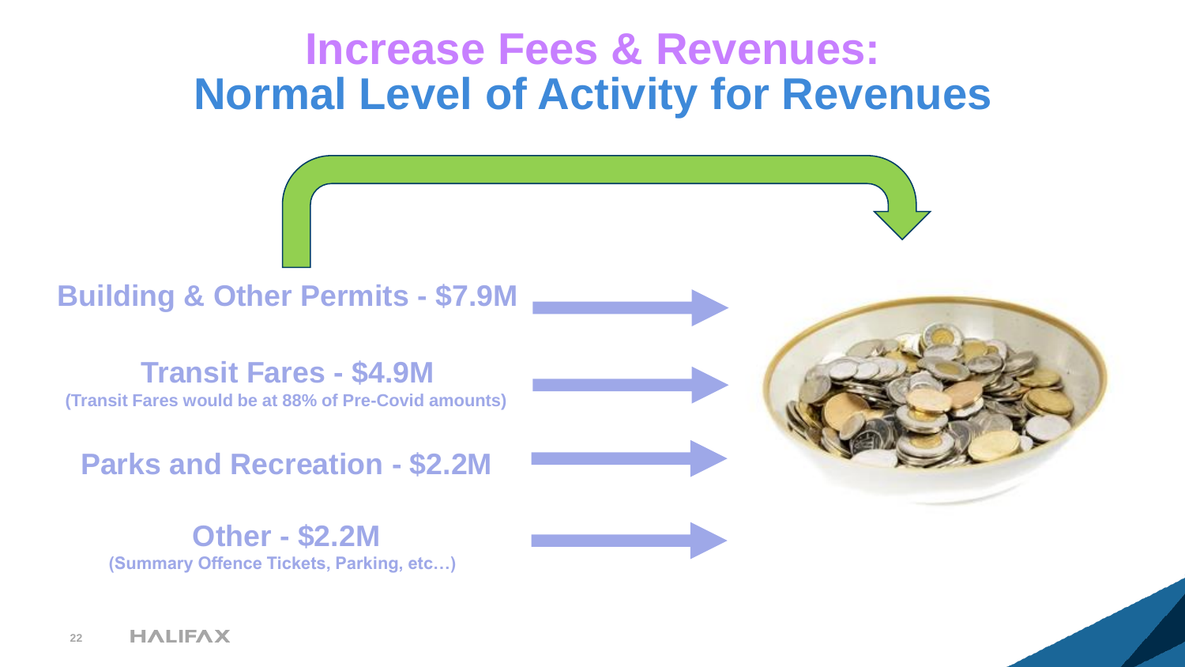# Increase Fees & Revenues:
# Normal Level of Activity for Revenues

**Building & Other Permits - $7.9M**

**Transit Fares - $4.9M**
**(Transit Fares would be at 88% of Pre-Covid amounts)**

**Parks and Recreation - $2.2M**

**Other - $2.2M**
**(Summary Offence Tickets, Parking, etc…)**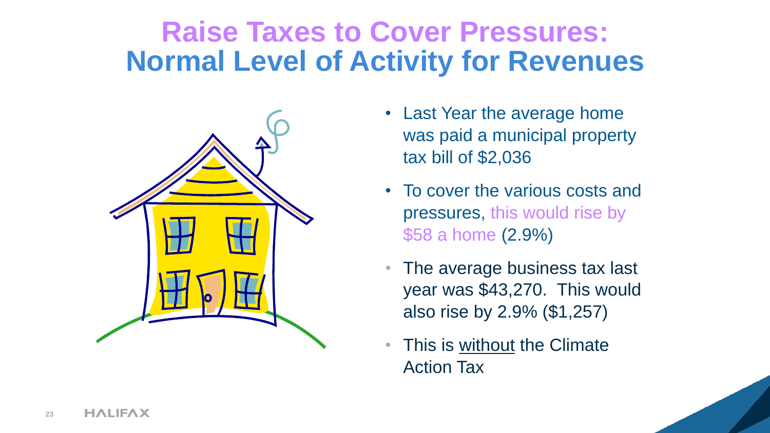# Raise Taxes to Cover Pressures: Normal Level of Activity for Revenues

- Last Year the average home was paid a municipal property tax bill of $2,036
- To cover the various costs and pressures, this would rise by $58 a home (2.9%)
- The average business tax last year was $43,270. This would also rise by 2.9% ($1,257)
- This is <u>without</u> the Climate Action Tax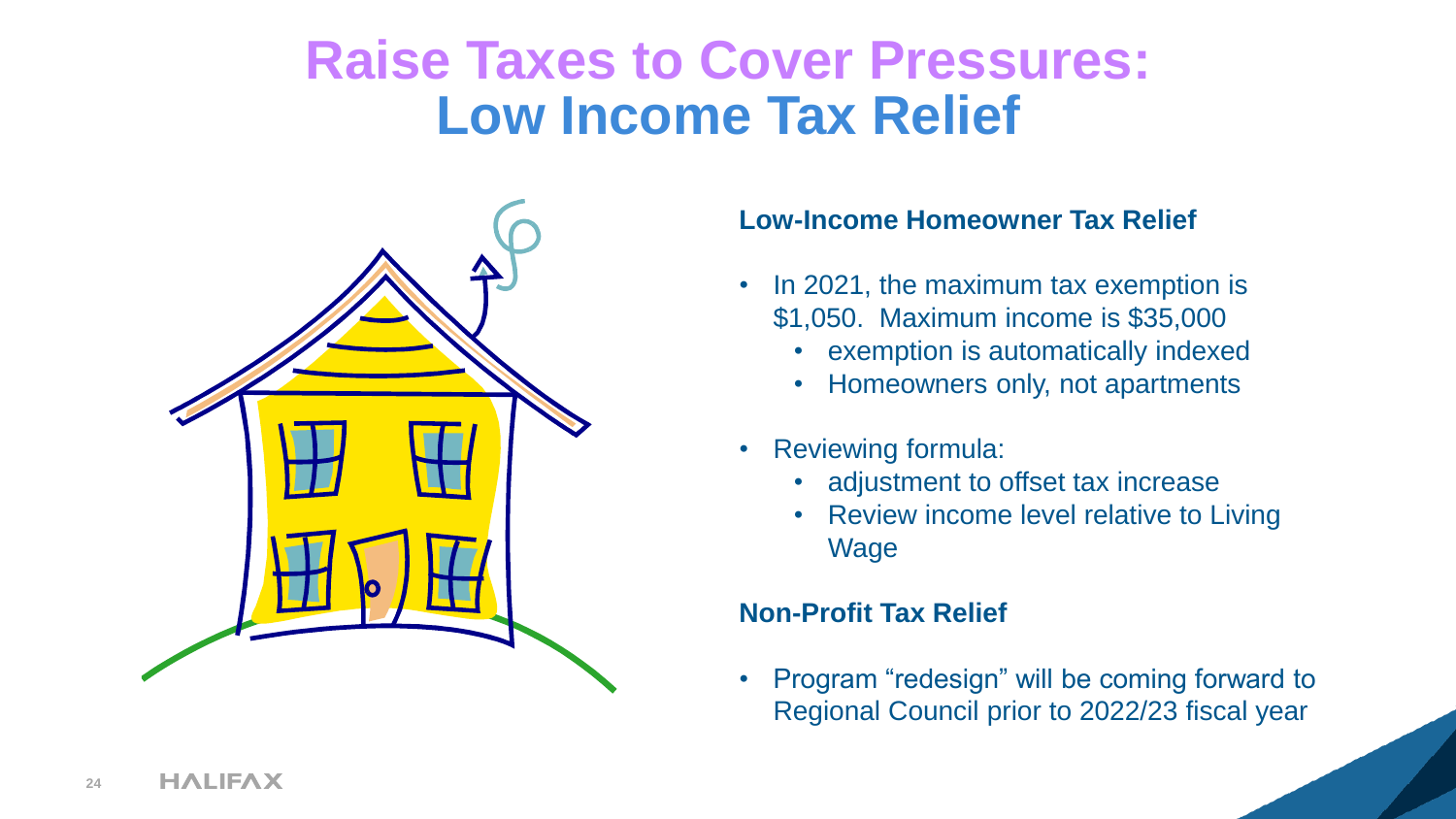# Raise Taxes to Cover Pressures: Low Income Tax Relief

### Low-Income Homeowner Tax Relief

- In 2021, the maximum tax exemption is $1,050. Maximum income is $35,000
  - exemption is automatically indexed
  - Homeowners only, not apartments
- Reviewing formula:
  - adjustment to offset tax increase
  - Review income level relative to Living Wage

### Non-Profit Tax Relief

- Program "redesign" will be coming forward to Regional Council prior to 2022/23 fiscal year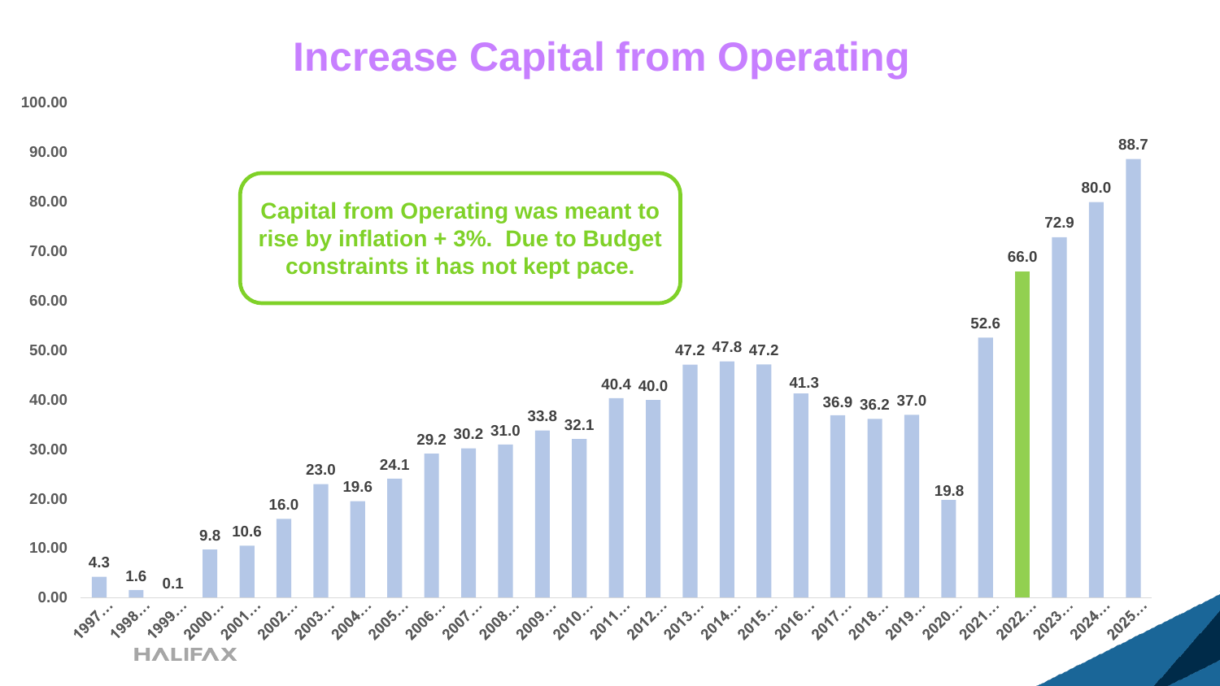# Increase Capital from Operating

Capital from Operating was meant to rise by inflation + 3%. Due to Budget constraints it has not kept pace.

| Year | Value |
|---|---|
| 1997… | 4.3 |
| 1998… | 1.6 |
| 1999… | 0.1 |
| 2000… | 9.8 |
| 2001… | 10.6 |
| 2002… | 16.0 |
| 2003… | 23.0 |
| 2004… | 19.6 |
| 2005… | 24.1 |
| 2006… | 29.2 |
| 2007… | 30.2 |
| 2008… | 31.0 |
| 2009… | 33.8 |
| 2010… | 32.1 |
| 2011… | 40.4 |
| 2012… | 40.0 |
| 2013… | 47.2 |
| 2014… | 47.8 |
| 2015… | 47.2 |
| 2016… | 41.3 |
| 2017… | 36.9 |
| 2018… | 36.2 |
| 2019… | 37.0 |
| 2020… | 19.8 |
| 2021… | 52.6 |
| 2022… | 66.0 |
| 2023… | 72.9 |
| 2024… | 80.0 |
| 2025… | 88.7 |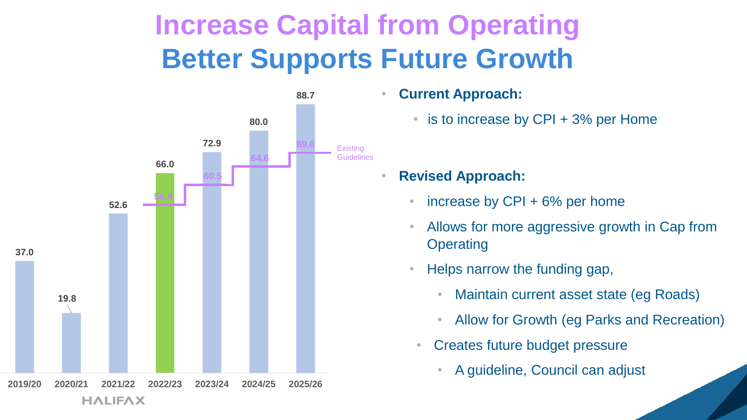# Increase Capital from Operating
# Better Supports Future Growth

| Year | Value | Existing Guidelines |
|---|---|---|
| 2019/20 | 37.0 | |
| 2020/21 | 19.8 | |
| 2021/22 | 52.6 | |
| 2022/23 | 66.0 | 56.4 |
| 2023/24 | 72.9 | 60.5 |
| 2024/25 | 80.0 | 64.6 |
| 2025/26 | 88.7 | 69.6 |

- **Current Approach:**
  - is to increase by CPI + 3% per Home
- **Revised Approach:**
  - increase by CPI + 6% per home
  - Allows for more aggressive growth in Cap from Operating
  - Helps narrow the funding gap,
    - Maintain current asset state (eg Roads)
    - Allow for Growth (eg Parks and Recreation)
  - Creates future budget pressure
    - A guideline, Council can adjust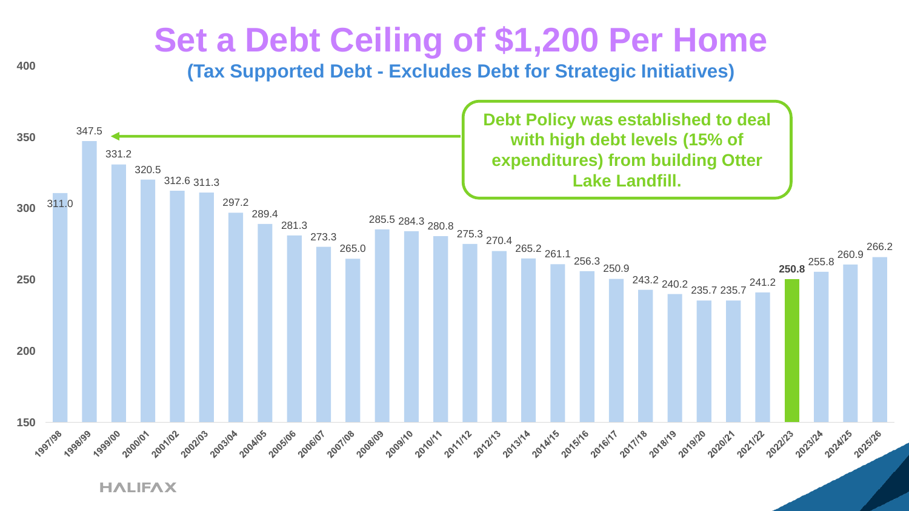# Set a Debt Ceiling of $1,200 Per Home

## (Tax Supported Debt - Excludes Debt for Strategic Initiatives)

**Debt Policy was established to deal with high debt levels (15% of expenditures) from building Otter Lake Landfill.**

| Fiscal Year | Value |
|---|---|
| 1997/98 | 311.0 |
| 1998/99 | 347.5 |
| 1999/00 | 331.2 |
| 2000/01 | 320.5 |
| 2001/02 | 312.6 |
| 2002/03 | 311.3 |
| 2003/04 | 297.2 |
| 2004/05 | 289.4 |
| 2005/06 | 281.3 |
| 2006/07 | 273.3 |
| 2007/08 | 265.0 |
| 2008/09 | 285.5 |
| 2009/10 | 284.3 |
| 2010/11 | 280.8 |
| 2011/12 | 275.3 |
| 2012/13 | 270.4 |
| 2013/14 | 265.2 |
| 2014/15 | 261.1 |
| 2015/16 | 256.3 |
| 2016/17 | 250.9 |
| 2017/18 | 243.2 |
| 2018/19 | 240.2 |
| 2019/20 | 235.7 |
| 2020/21 | 235.7 |
| 2021/22 | 241.2 |
| **2022/23** | **250.8** |
| 2023/24 | 255.8 |
| 2024/25 | 260.9 |
| 2025/26 | 266.2 |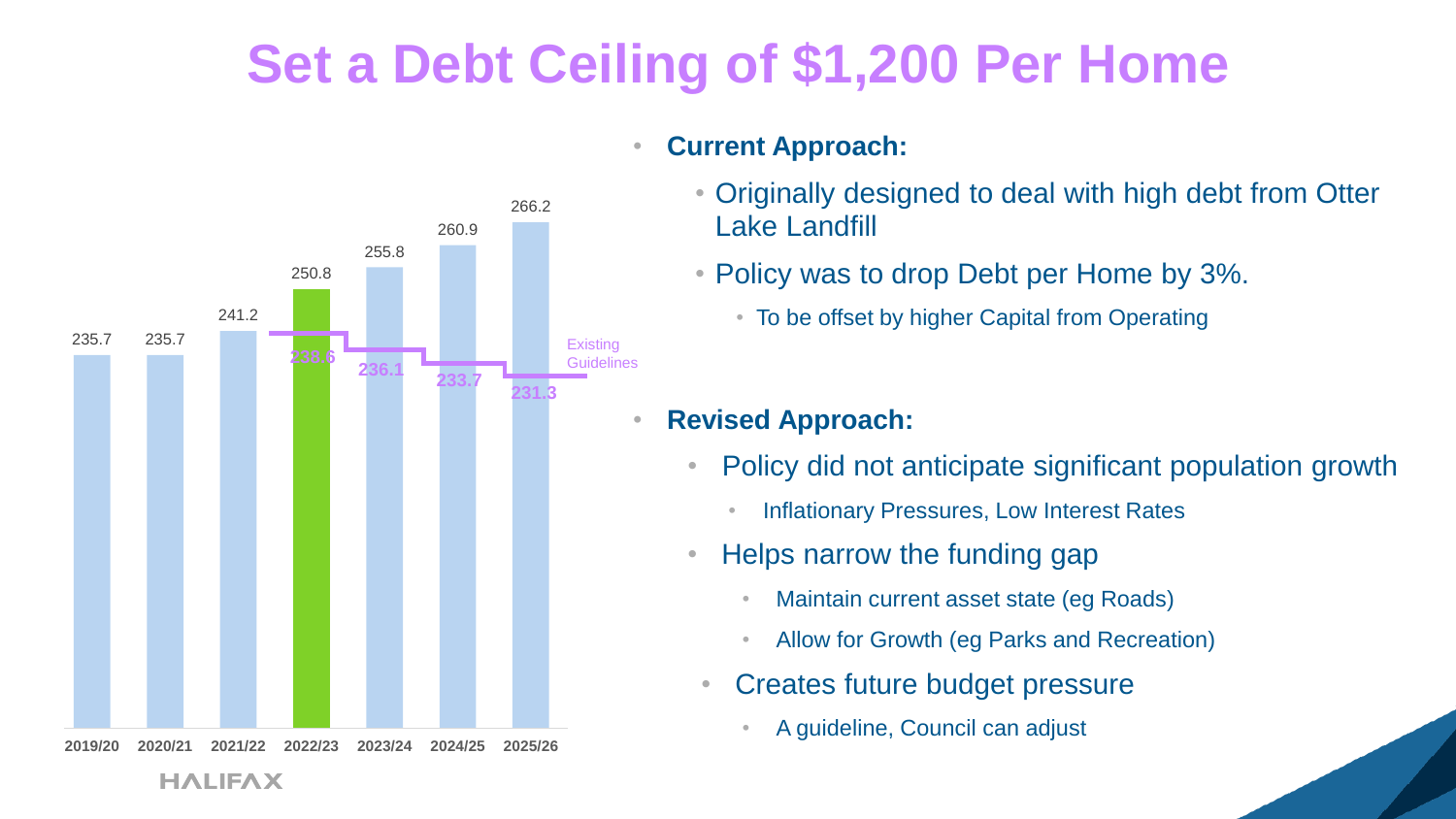# Set a Debt Ceiling of $1,200 Per Home

| Year | Debt | Existing Guidelines |
|---|---|---|
| 2019/20 | 235.7 | |
| 2020/21 | 235.7 | |
| 2021/22 | 241.2 | |
| 2022/23 | 250.8 | 238.6 |
| 2023/24 | 255.8 | 236.1 |
| 2024/25 | 260.9 | 233.7 |
| 2025/26 | 266.2 | 231.3 |

- **Current Approach:**
  - Originally designed to deal with high debt from Otter Lake Landfill
  - Policy was to drop Debt per Home by 3%.
    - To be offset by higher Capital from Operating
- **Revised Approach:**
  - Policy did not anticipate significant population growth
    - Inflationary Pressures, Low Interest Rates
  - Helps narrow the funding gap
    - Maintain current asset state (eg Roads)
    - Allow for Growth (eg Parks and Recreation)
  - Creates future budget pressure
    - A guideline, Council can adjust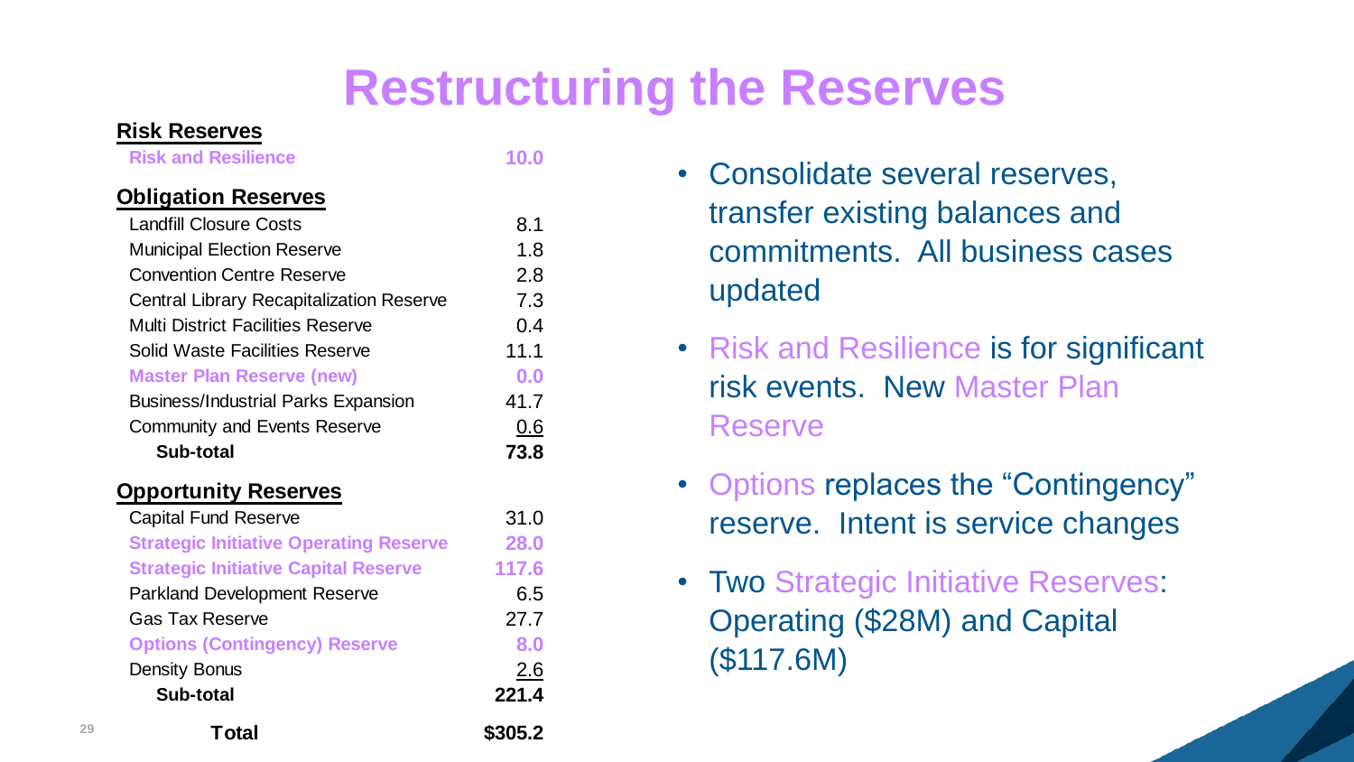# Restructuring the Reserves

| **Risk Reserves** | |
|---|---|
| **Risk and Resilience** | **10.0** |
| **Obligation Reserves** | |
| Landfill Closure Costs | 8.1 |
| Municipal Election Reserve | 1.8 |
| Convention Centre Reserve | 2.8 |
| Central Library Recapitalization Reserve | 7.3 |
| Multi District Facilities Reserve | 0.4 |
| Solid Waste Facilities Reserve | 11.1 |
| **Master Plan Reserve (new)** | **0.0** |
| Business/Industrial Parks Expansion | 41.7 |
| Community and Events Reserve | 0.6 |
| **Sub-total** | **73.8** |
| **Opportunity Reserves** | |
| Capital Fund Reserve | 31.0 |
| **Strategic Initiative Operating Reserve** | **28.0** |
| **Strategic Initiative Capital Reserve** | **117.6** |
| Parkland Development Reserve | 6.5 |
| Gas Tax Reserve | 27.7 |
| **Options (Contingency) Reserve** | **8.0** |
| Density Bonus | 2.6 |
| **Sub-total** | **221.4** |
| **Total** | **$305.2** |

- Consolidate several reserves, transfer existing balances and commitments. All business cases updated
- Risk and Resilience is for significant risk events. New Master Plan Reserve
- Options replaces the "Contingency" reserve. Intent is service changes
- Two Strategic Initiative Reserves: Operating ($28M) and Capital ($117.6M)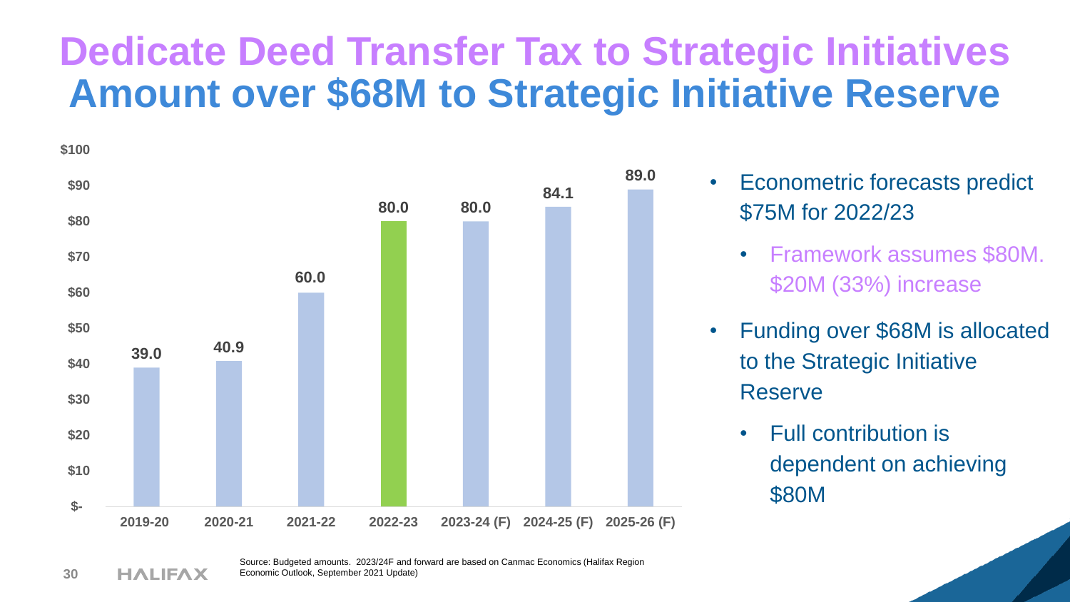# Dedicate Deed Transfer Tax to Strategic Initiatives

## Amount over $68M to Strategic Initiative Reserve

| Year | Amount ($M) |
| --- | --- |
| 2019-20 | 39.0 |
| 2020-21 | 40.9 |
| 2021-22 | 60.0 |
| 2022-23 | 80.0 |
| 2023-24 (F) | 80.0 |
| 2024-25 (F) | 84.1 |
| 2025-26 (F) | 89.0 |

- Econometric forecasts predict $75M for 2022/23
  - Framework assumes $80M. $20M (33%) increase
- Funding over $68M is allocated to the Strategic Initiative Reserve
  - Full contribution is dependent on achieving $80M

Source: Budgeted amounts. 2023/24F and forward are based on Canmac Economics (Halifax Region Economic Outlook, September 2021 Update)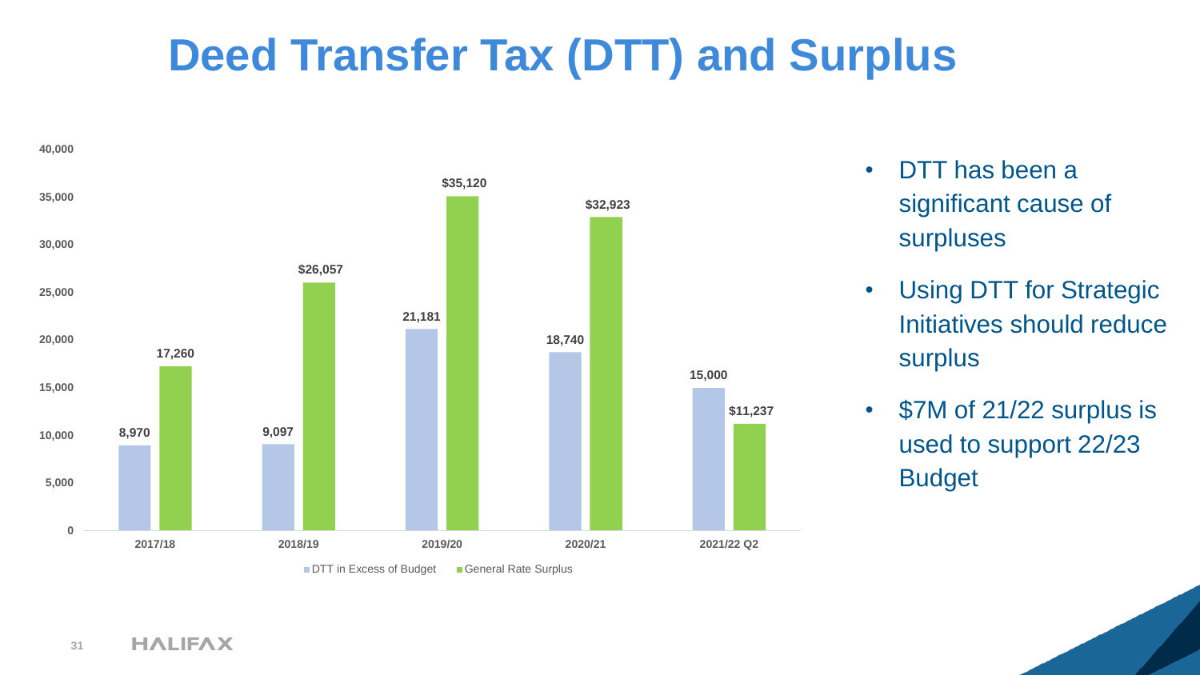# Deed Transfer Tax (DTT) and Surplus

| | DTT in Excess of Budget | General Rate Surplus |
|---|---|---|
| 2017/18 | 8,970 | 17,260 |
| 2018/19 | 9,097 | $26,057 |
| 2019/20 | 21,181 | $35,120 |
| 2020/21 | 18,740 | $32,923 |
| 2021/22 Q2 | 15,000 | $11,237 |

- DTT has been a significant cause of surpluses
- Using DTT for Strategic Initiatives should reduce surplus
- $7M of 21/22 surplus is used to support 22/23 Budget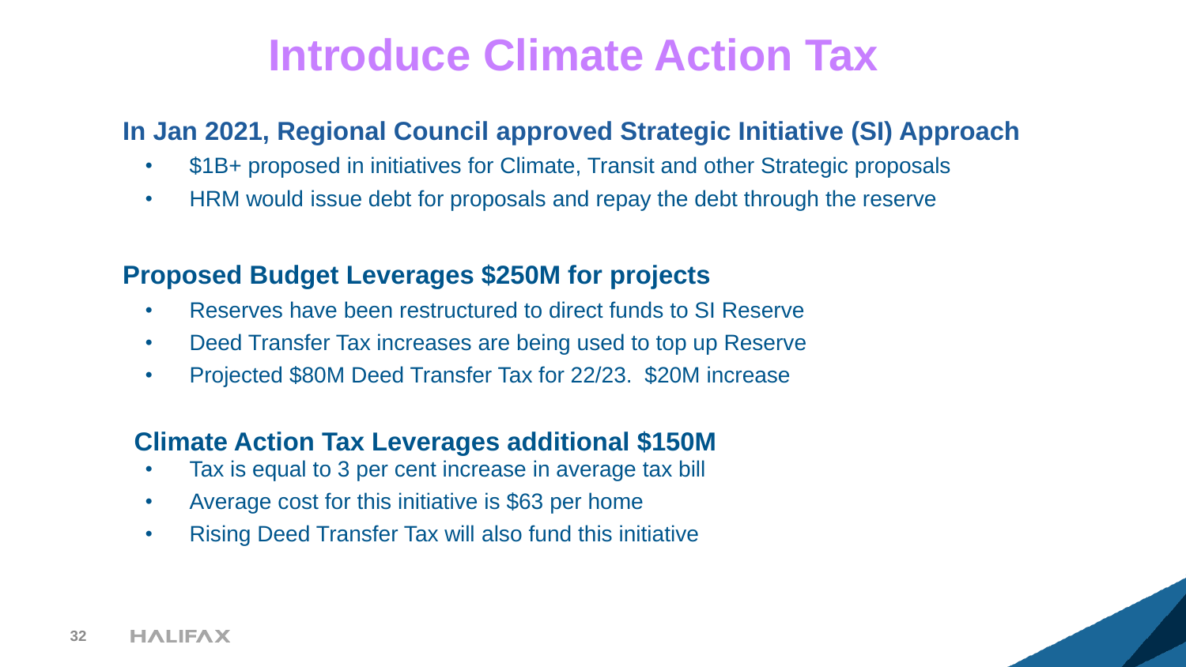# Introduce Climate Action Tax

### In Jan 2021, Regional Council approved Strategic Initiative (SI) Approach

- $1B+ proposed in initiatives for Climate, Transit and other Strategic proposals
- HRM would issue debt for proposals and repay the debt through the reserve

### Proposed Budget Leverages $250M for projects

- Reserves have been restructured to direct funds to SI Reserve
- Deed Transfer Tax increases are being used to top up Reserve
- Projected $80M Deed Transfer Tax for 22/23. $20M increase

### Climate Action Tax Leverages additional $150M

- Tax is equal to 3 per cent increase in average tax bill
- Average cost for this initiative is $63 per home
- Rising Deed Transfer Tax will also fund this initiative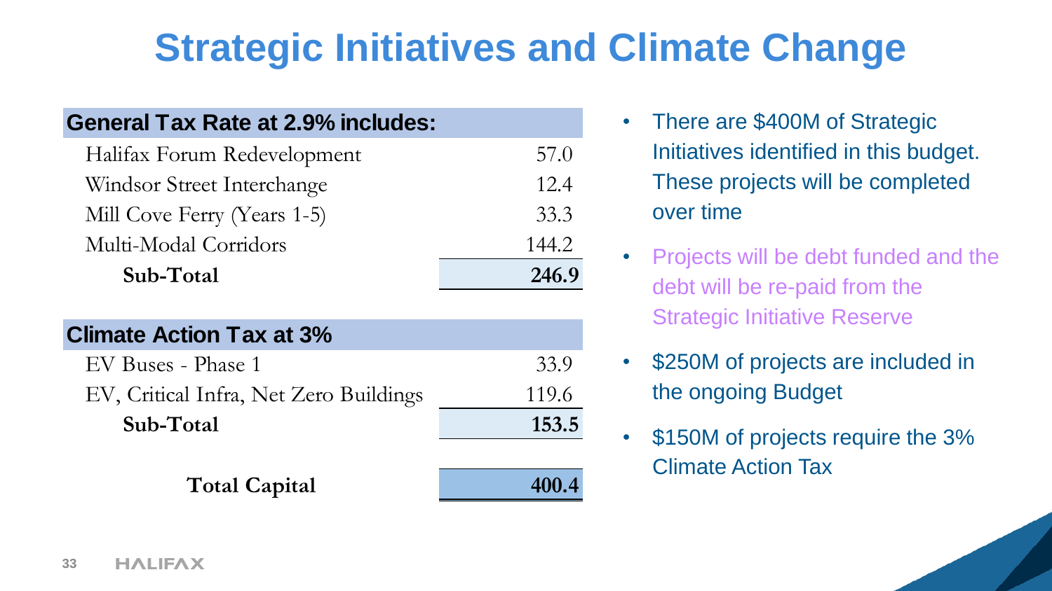# Strategic Initiatives and Climate Change

| General Tax Rate at 2.9% includes: | |
|---|---|
| Halifax Forum Redevelopment | 57.0 |
| Windsor Street Interchange | 12.4 |
| Mill Cove Ferry (Years 1-5) | 33.3 |
| Multi-Modal Corridors | 144.2 |
| **Sub-Total** | **246.9** |

| Climate Action Tax at 3% | |
|---|---|
| EV Buses - Phase 1 | 33.9 |
| EV, Critical Infra, Net Zero Buildings | 119.6 |
| **Sub-Total** | **153.5** |
| | |
| **Total Capital** | **400.4** |

- There are $400M of Strategic Initiatives identified in this budget. These projects will be completed over time
- Projects will be debt funded and the debt will be re-paid from the Strategic Initiative Reserve
- $250M of projects are included in the ongoing Budget
- $150M of projects require the 3% Climate Action Tax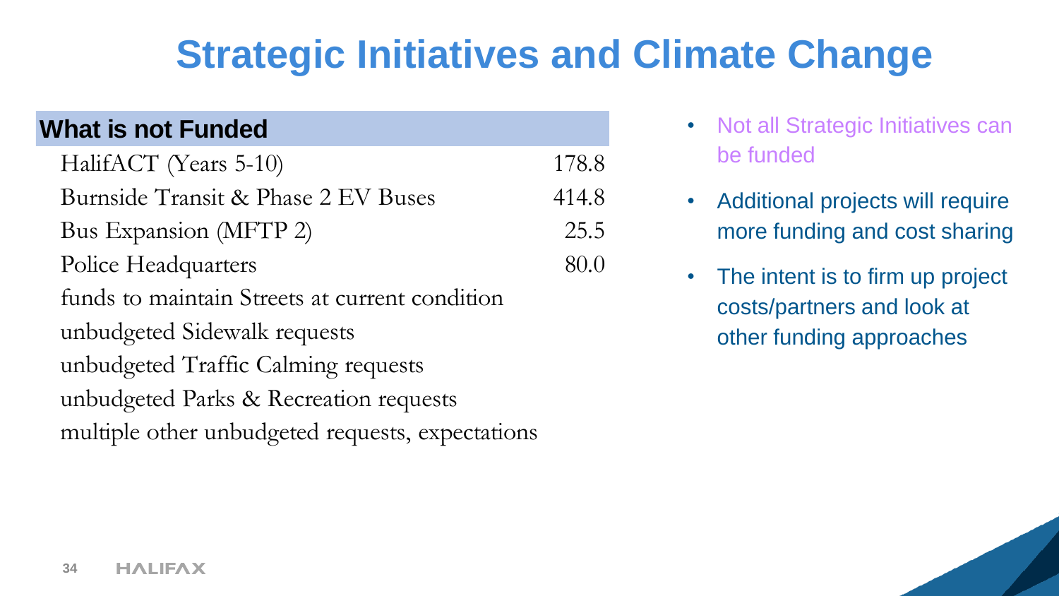# Strategic Initiatives and Climate Change

| What is not Funded | |
|---|---|
| HalifACT (Years 5-10) | 178.8 |
| Burnside Transit & Phase 2 EV Buses | 414.8 |
| Bus Expansion (MFTP 2) | 25.5 |
| Police Headquarters | 80.0 |
| funds to maintain Streets at current condition | |
| unbudgeted Sidewalk requests | |
| unbudgeted Traffic Calming requests | |
| unbudgeted Parks & Recreation requests | |
| multiple other unbudgeted requests, expectations | |

- Not all Strategic Initiatives can be funded
- Additional projects will require more funding and cost sharing
- The intent is to firm up project costs/partners and look at other funding approaches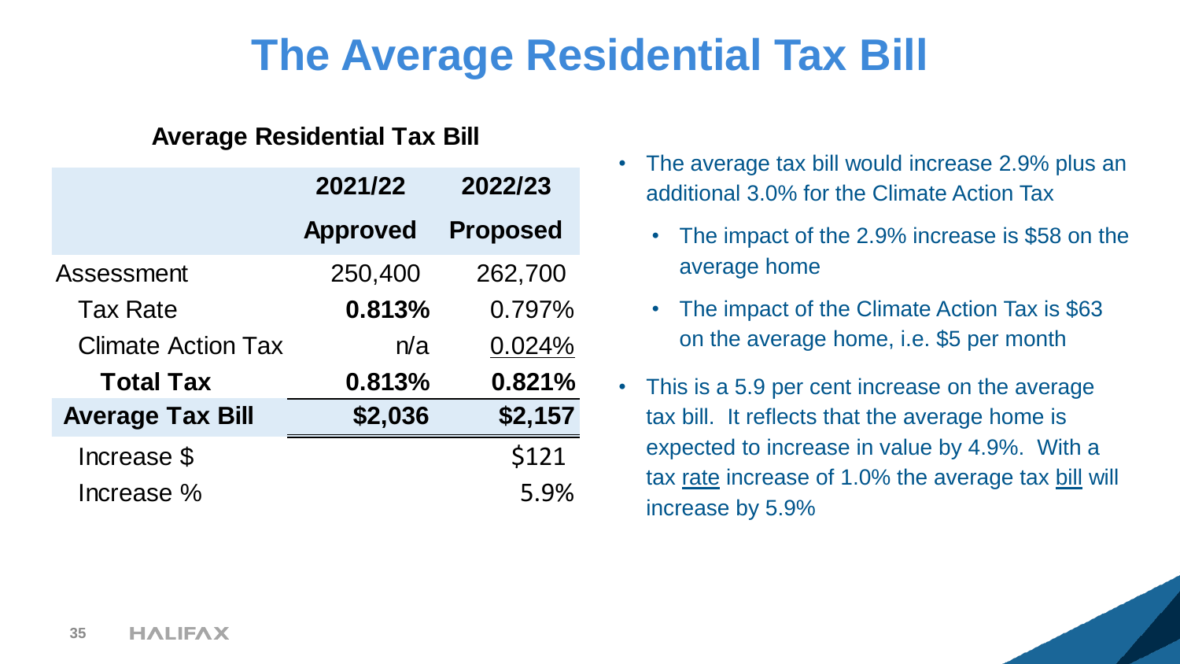# The Average Residential Tax Bill

**Average Residential Tax Bill**

| | 2021/22 Approved | 2022/23 Proposed |
|---|---|---|
| Assessment | 250,400 | 262,700 |
| Tax Rate | **0.813%** | 0.797% |
| Climate Action Tax | n/a | 0.024% |
| **Total Tax** | **0.813%** | **0.821%** |
| **Average Tax Bill** | **$2,036** | **$2,157** |
| Increase $ | | $121 |
| Increase % | | 5.9% |

- The average tax bill would increase 2.9% plus an additional 3.0% for the Climate Action Tax
  - The impact of the 2.9% increase is $58 on the average home
  - The impact of the Climate Action Tax is $63 on the average home, i.e. $5 per month
- This is a 5.9 per cent increase on the average tax bill. It reflects that the average home is expected to increase in value by 4.9%. With a tax rate increase of 1.0% the average tax bill will increase by 5.9%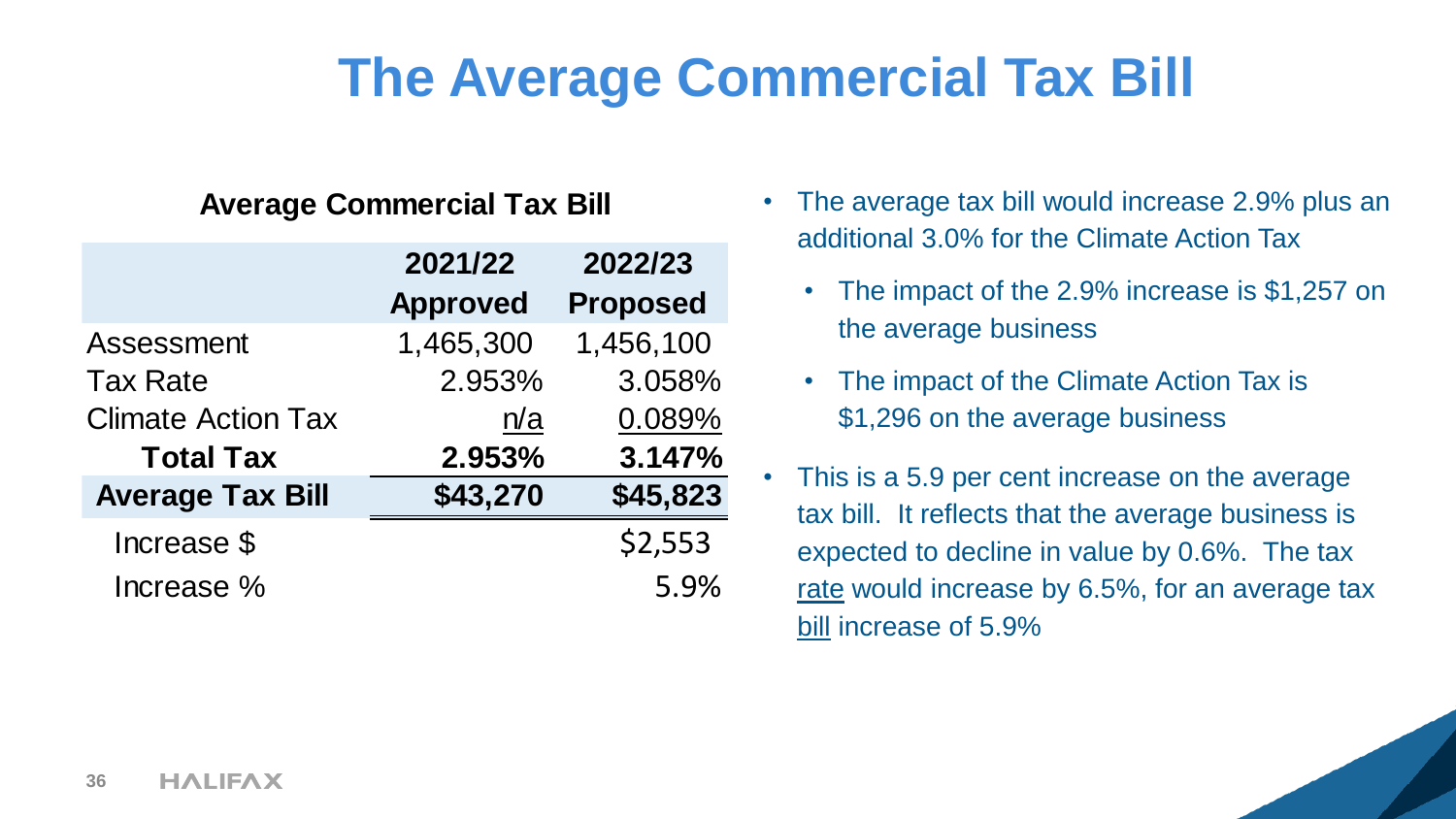# The Average Commercial Tax Bill

**Average Commercial Tax Bill**

| | 2021/22 Approved | 2022/23 Proposed |
|---|---|---|
| Assessment | 1,465,300 | 1,456,100 |
| Tax Rate | 2.953% | 3.058% |
| Climate Action Tax | n/a | 0.089% |
| **Total Tax** | **2.953%** | **3.147%** |
| **Average Tax Bill** | **$43,270** | **$45,823** |
| Increase $ | | $2,553 |
| Increase % | | 5.9% |

- The average tax bill would increase 2.9% plus an additional 3.0% for the Climate Action Tax
  - The impact of the 2.9% increase is $1,257 on the average business
  - The impact of the Climate Action Tax is $1,296 on the average business
- This is a 5.9 per cent increase on the average tax bill. It reflects that the average business is expected to decline in value by 0.6%. The tax rate would increase by 6.5%, for an average tax bill increase of 5.9%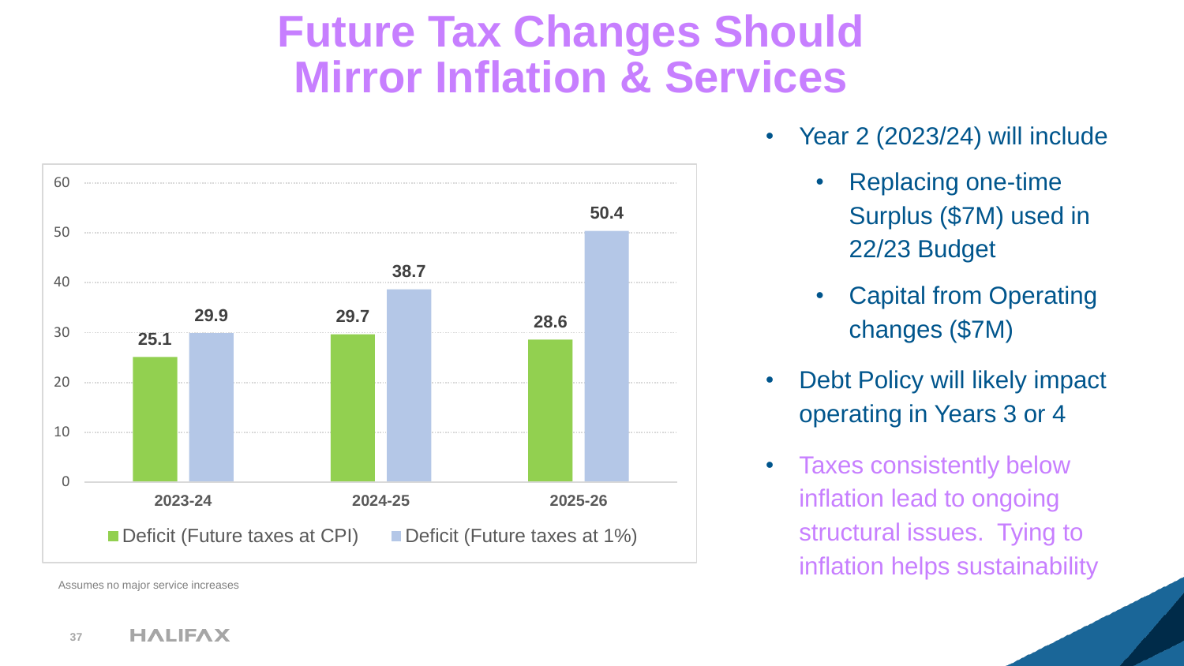# Future Tax Changes Should Mirror Inflation & Services

| | Deficit (Future taxes at CPI) | Deficit (Future taxes at 1%) |
|---|---|---|
| 2023-24 | 25.1 | 29.9 |
| 2024-25 | 29.7 | 38.7 |
| 2025-26 | 28.6 | 50.4 |

Assumes no major service increases

- Year 2 (2023/24) will include
  - Replacing one-time Surplus ($7M) used in 22/23 Budget
  - Capital from Operating changes ($7M)
- Debt Policy will likely impact operating in Years 3 or 4
- Taxes consistently below inflation lead to ongoing structural issues. Tying to inflation helps sustainability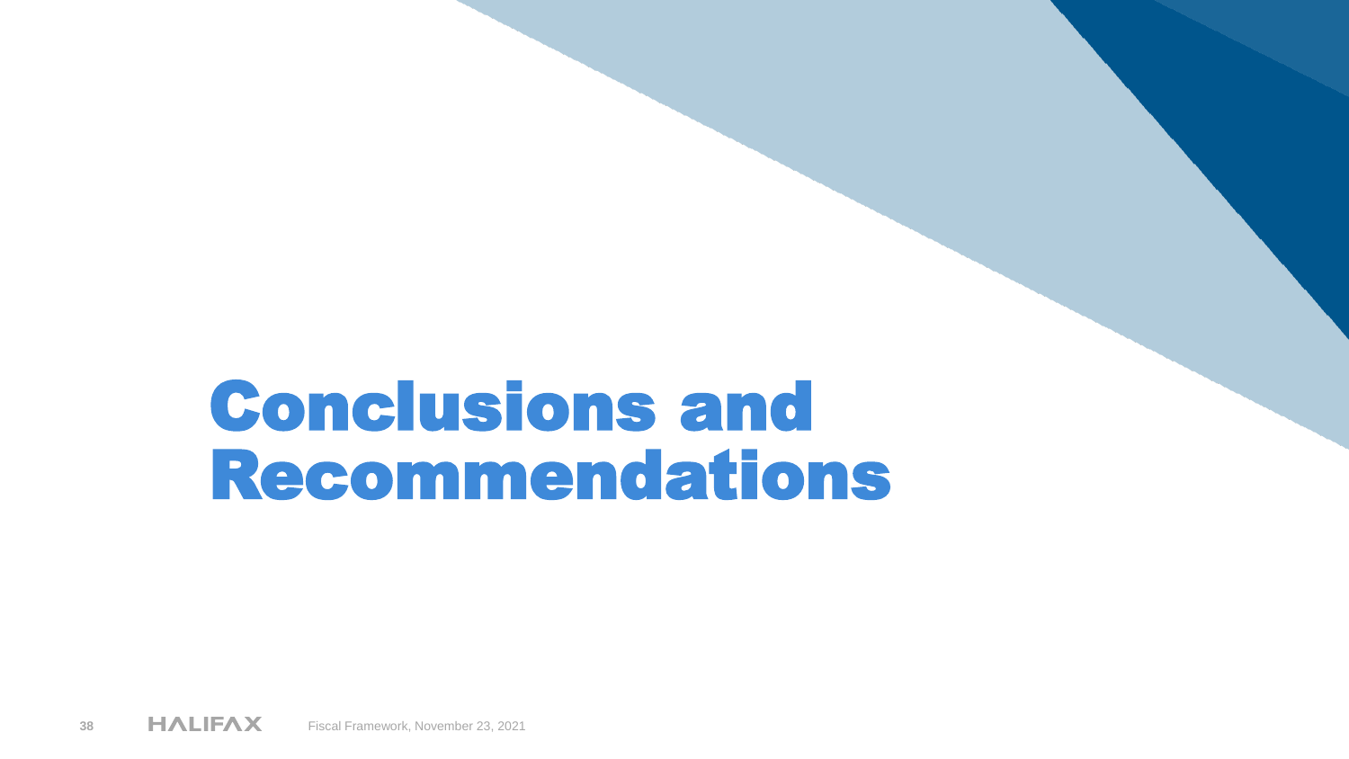# Conclusions and Recommendations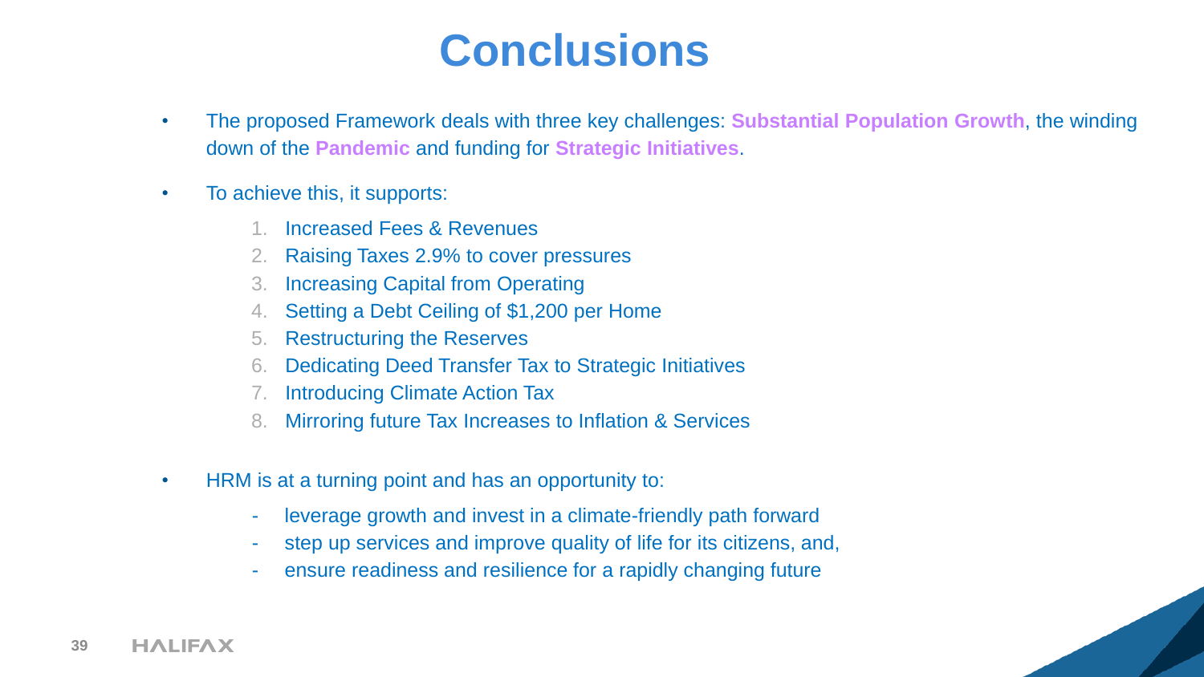# Conclusions

- The proposed Framework deals with three key challenges: **Substantial Population Growth**, the winding down of the **Pandemic** and funding for **Strategic Initiatives**.

- To achieve this, it supports:

  1. Increased Fees & Revenues
  2. Raising Taxes 2.9% to cover pressures
  3. Increasing Capital from Operating
  4. Setting a Debt Ceiling of $1,200 per Home
  5. Restructuring the Reserves
  6. Dedicating Deed Transfer Tax to Strategic Initiatives
  7. Introducing Climate Action Tax
  8. Mirroring future Tax Increases to Inflation & Services

- HRM is at a turning point and has an opportunity to:

  - leverage growth and invest in a climate-friendly path forward
  - step up services and improve quality of life for its citizens, and,
  - ensure readiness and resilience for a rapidly changing future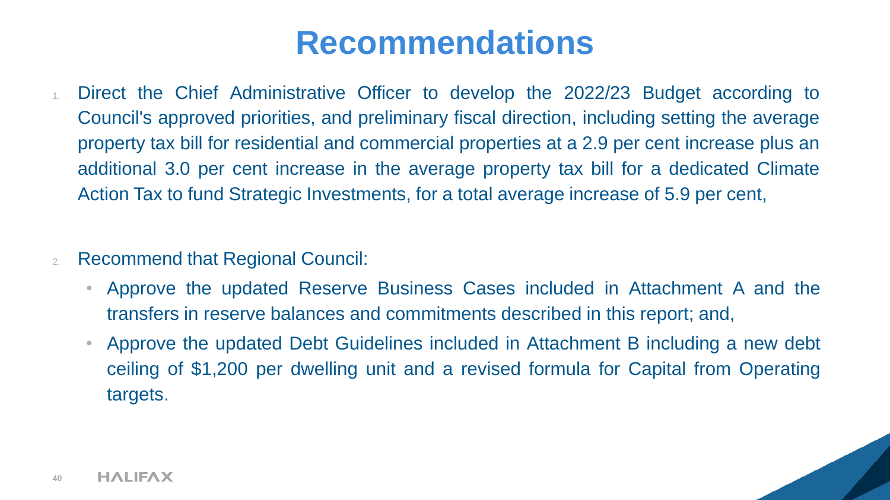# Recommendations

1. Direct the Chief Administrative Officer to develop the 2022/23 Budget according to Council's approved priorities, and preliminary fiscal direction, including setting the average property tax bill for residential and commercial properties at a 2.9 per cent increase plus an additional 3.0 per cent increase in the average property tax bill for a dedicated Climate Action Tax to fund Strategic Investments, for a total average increase of 5.9 per cent,

2. Recommend that Regional Council:
   - Approve the updated Reserve Business Cases included in Attachment A and the transfers in reserve balances and commitments described in this report; and,
   - Approve the updated Debt Guidelines included in Attachment B including a new debt ceiling of $1,200 per dwelling unit and a revised formula for Capital from Operating targets.